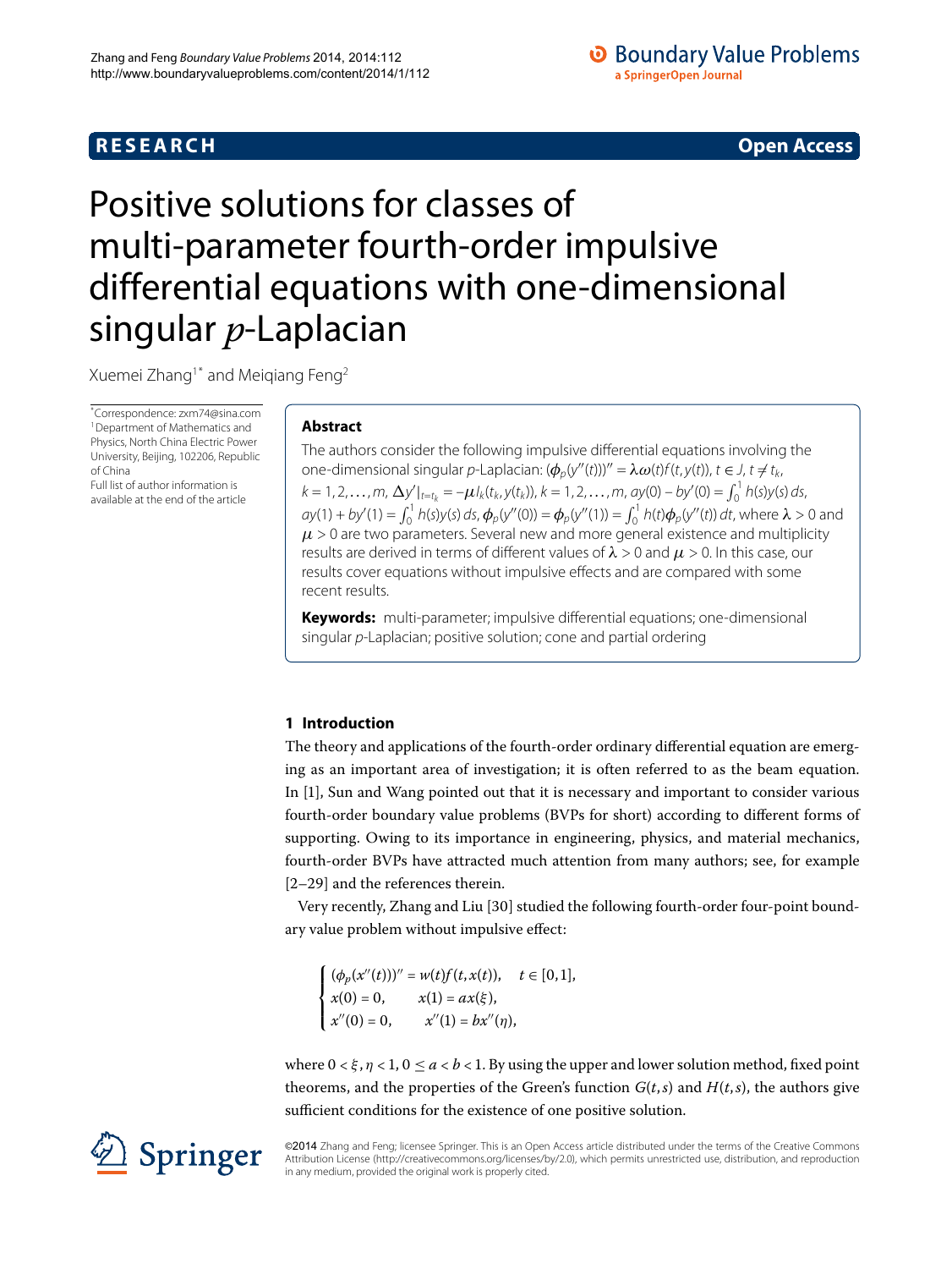**RESEARCH** **Open Access**

# Positive solutions for classes of multi-parameter fourth-order impulsive differential equations with one-dimensional singular $p$-Laplacian

Xuemei Zhang[1*] and Meiqiang Feng[2]

*Correspondence: zxm74@sina.com
[1]Department of Mathematics and Physics, North China Electric Power University, Beijing, 102206, Republic of China
Full list of author information is available at the end of the article

## Abstract

The authors consider the following impulsive differential equations involving the one-dimensional singular $p$-Laplacian: $(\phi_p(y''(t)))'' = \lambda\omega(t)f(t, y(t))$, $t \in J$, $t \neq t_k$, $k = 1, 2, \ldots, m$, $\Delta y'|_{t=t_k} = -\mu I_k(t_k, y(t_k))$, $k = 1, 2, \ldots, m$, $ay(0) - by'(0) = \int_0^1 h(s)y(s)\,ds$, $ay(1) + by'(1) = \int_0^1 h(s)y(s)\,ds$, $\phi_p(y''(0)) = \phi_p(y''(1)) = \int_0^1 h(t)\phi_p(y''(t))\,dt$, where $\lambda > 0$ and $\mu > 0$ are two parameters. Several new and more general existence and multiplicity results are derived in terms of different values of $\lambda > 0$ and $\mu > 0$. In this case, our results cover equations without impulsive effects and are compared with some recent results.

**Keywords:** multi-parameter; impulsive differential equations; one-dimensional singular $p$-Laplacian; positive solution; cone and partial ordering

## 1 Introduction

The theory and applications of the fourth-order ordinary differential equation are emerging as an important area of investigation; it is often referred to as the beam equation. In [1], Sun and Wang pointed out that it is necessary and important to consider various fourth-order boundary value problems (BVPs for short) according to different forms of supporting. Owing to its importance in engineering, physics, and material mechanics, fourth-order BVPs have attracted much attention from many authors; see, for example [2–29] and the references therein.

Very recently, Zhang and Liu [30] studied the following fourth-order four-point boundary value problem without impulsive effect:

$$
\begin{cases}
(\phi_p(x''(t)))'' = w(t)f(t, x(t)), & t \in [0, 1], \\
x(0) = 0, & x(1) = ax(\xi), \\
x''(0) = 0, & x''(1) = bx''(\eta),
\end{cases}
$$

where $0 < \xi, \eta < 1$, $0 \leq a < b < 1$. By using the upper and lower solution method, fixed point theorems, and the properties of the Green's function $G(t, s)$ and $H(t, s)$, the authors give sufficient conditions for the existence of one positive solution.

©2014 Zhang and Feng; licensee Springer. This is an Open Access article distributed under the terms of the Creative Commons Attribution License (http://creativecommons.org/licenses/by/2.0), which permits unrestricted use, distribution, and reproduction in any medium, provided the original work is properly cited.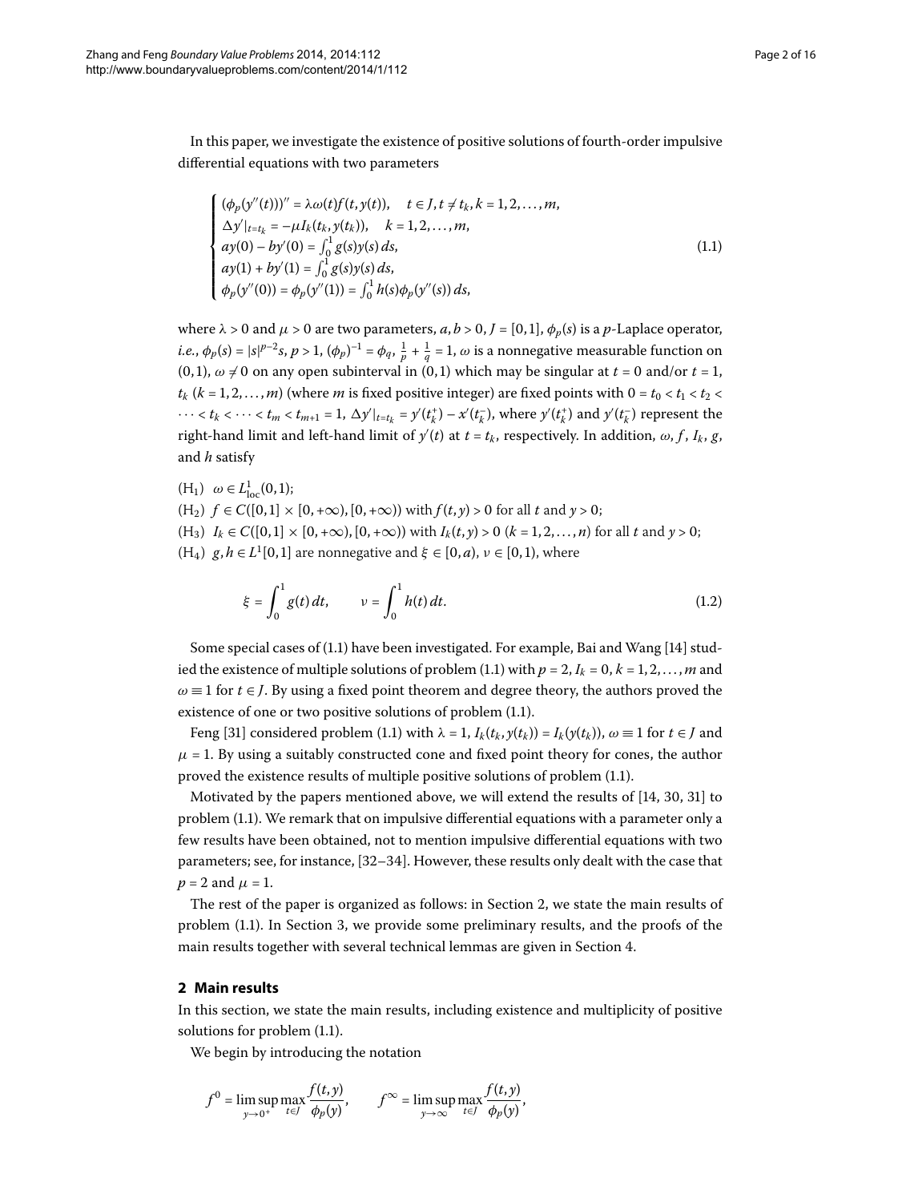In this paper, we investigate the existence of positive solutions of fourth-order impulsive differential equations with two parameters

$$
\begin{cases}
(\phi_p(y''(t)))'' = \lambda\omega(t)f(t,y(t)), \quad t \in J, t \neq t_k, k = 1,2,\dots,m, \\
\Delta y'|_{t=t_k} = -\mu I_k(t_k, y(t_k)), \quad k = 1,2,\dots,m, \\
ay(0) - by'(0) = \int_0^1 g(s)y(s)\,ds, \\
ay(1) + by'(1) = \int_0^1 g(s)y(s)\,ds, \\
\phi_p(y''(0)) = \phi_p(y''(1)) = \int_0^1 h(s)\phi_p(y''(s))\,ds,
\end{cases}
\tag{1.1}
$$

where $\lambda > 0$ and $\mu > 0$ are two parameters, $a, b > 0$, $J = [0,1]$, $\phi_p(s)$ is a $p$-Laplace operator, *i.e.*, $\phi_p(s) = |s|^{p-2}s$, $p > 1$, $(\phi_p)^{-1} = \phi_q$, $\frac{1}{p} + \frac{1}{q} = 1$, $\omega$ is a nonnegative measurable function on $(0,1)$, $\omega \not\equiv 0$ on any open subinterval in $(0,1)$ which may be singular at $t = 0$ and/or $t = 1$, $t_k$ ($k = 1,2,\dots,m$) (where $m$ is fixed positive integer) are fixed points with $0 = t_0 < t_1 < t_2 < \cdots < t_k < \cdots < t_m < t_{m+1} = 1$, $\Delta y'|_{t=t_k} = y'(t_k^+) - x'(t_k^-)$, where $y'(t_k^+)$ and $y'(t_k^-)$ represent the right-hand limit and left-hand limit of $y'(t)$ at $t = t_k$, respectively. In addition, $\omega$, $f$, $I_k$, $g$, and $h$ satisfy

(H$_1$) $\omega \in L^1_{\text{loc}}(0,1)$;
(H$_2$) $f \in C([0,1] \times [0,+\infty), [0,+\infty))$ with $f(t,y) > 0$ for all $t$ and $y > 0$;
(H$_3$) $I_k \in C([0,1] \times [0,+\infty), [0,+\infty))$ with $I_k(t,y) > 0$ ($k = 1,2,\dots,n$) for all $t$ and $y > 0$;
(H$_4$) $g, h \in L^1[0,1]$ are nonnegative and $\xi \in [0,a)$, $\nu \in [0,1)$, where

$$
\xi = \int_0^1 g(t)\,dt, \qquad \nu = \int_0^1 h(t)\,dt. \tag{1.2}
$$

Some special cases of (1.1) have been investigated. For example, Bai and Wang [14] studied the existence of multiple solutions of problem (1.1) with $p = 2$, $I_k = 0$, $k = 1,2,\dots,m$ and $\omega \equiv 1$ for $t \in J$. By using a fixed point theorem and degree theory, the authors proved the existence of one or two positive solutions of problem (1.1).

Feng [31] considered problem (1.1) with $\lambda = 1$, $I_k(t_k, y(t_k)) = I_k(y(t_k))$, $\omega \equiv 1$ for $t \in J$ and $\mu = 1$. By using a suitably constructed cone and fixed point theory for cones, the author proved the existence results of multiple positive solutions of problem (1.1).

Motivated by the papers mentioned above, we will extend the results of [14, 30, 31] to problem (1.1). We remark that on impulsive differential equations with a parameter only a few results have been obtained, not to mention impulsive differential equations with two parameters; see, for instance, [32–34]. However, these results only dealt with the case that $p = 2$ and $\mu = 1$.

The rest of the paper is organized as follows: in Section 2, we state the main results of problem (1.1). In Section 3, we provide some preliminary results, and the proofs of the main results together with several technical lemmas are given in Section 4.

## 2 Main results

In this section, we state the main results, including existence and multiplicity of positive solutions for problem (1.1).

We begin by introducing the notation

$$
f^0 = \limsup_{y \to 0^+} \max_{t \in J} \frac{f(t,y)}{\phi_p(y)}, \qquad f^\infty = \limsup_{y \to \infty} \max_{t \in J} \frac{f(t,y)}{\phi_p(y)},
$$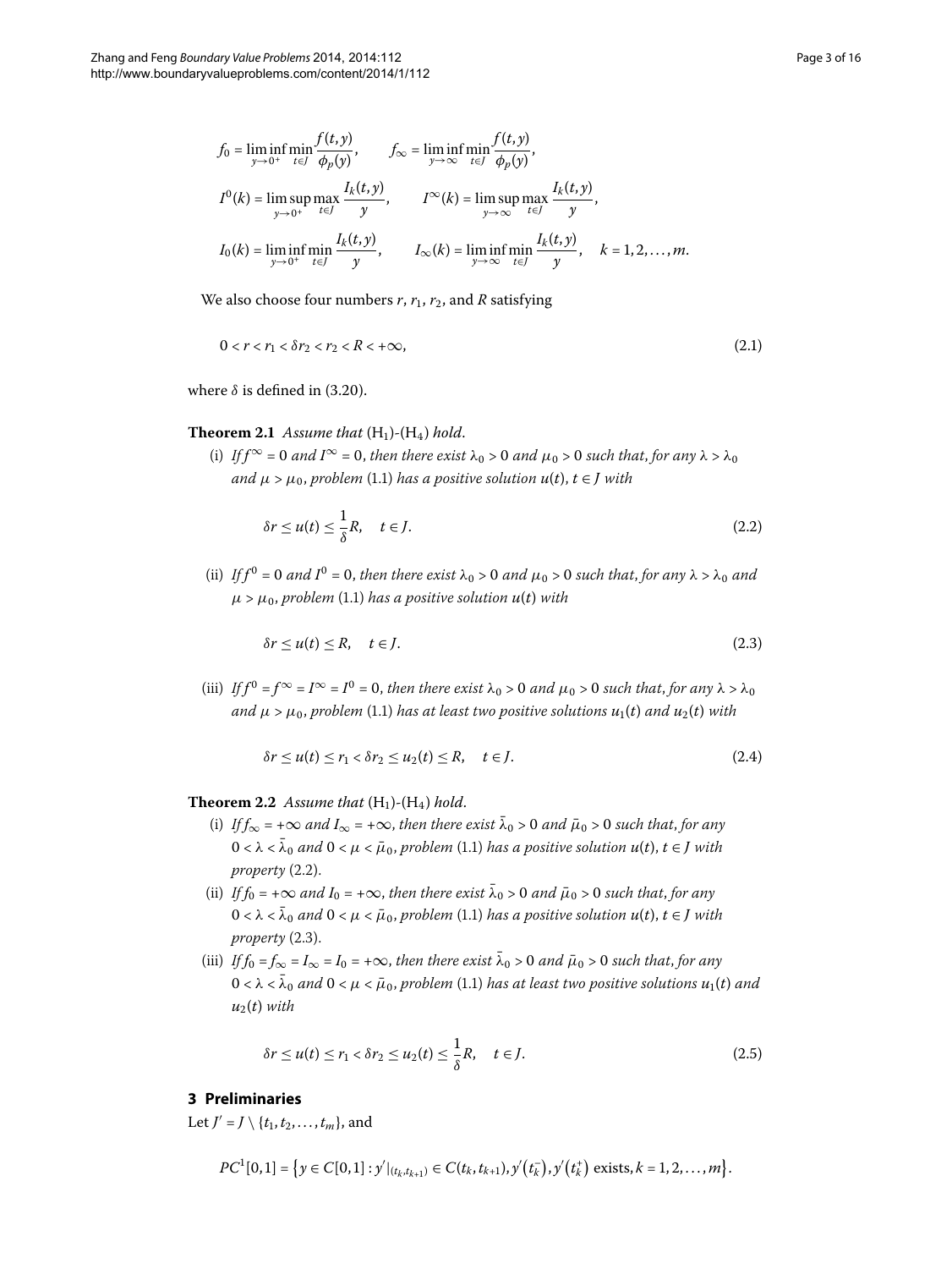$$f_0 = \liminf_{y\to 0^+} \min_{t\in J} \frac{f(t,y)}{\phi_p(y)}, \qquad f_\infty = \liminf_{y\to\infty} \min_{t\in J} \frac{f(t,y)}{\phi_p(y)},$$

$$I^0(k) = \limsup_{y\to 0^+} \max_{t\in J} \frac{I_k(t,y)}{y}, \qquad I^\infty(k) = \limsup_{y\to\infty} \max_{t\in J} \frac{I_k(t,y)}{y},$$

$$I_0(k) = \liminf_{y\to 0^+} \min_{t\in J} \frac{I_k(t,y)}{y}, \qquad I_\infty(k) = \liminf_{y\to\infty} \min_{t\in J} \frac{I_k(t,y)}{y}, \quad k = 1,2,\dots,m.$$

We also choose four numbers $r$, $r_1$, $r_2$, and $R$ satisfying

$$0 < r < r_1 < \delta r_2 < r_2 < R < +\infty, \tag{2.1}$$

where $\delta$ is defined in (3.20).

**Theorem 2.1** *Assume that* ($H_1$)-($H_4$) *hold.*

(i) *If $f^\infty = 0$ and $I^\infty = 0$, then there exist $\lambda_0 > 0$ and $\mu_0 > 0$ such that, for any $\lambda > \lambda_0$ and $\mu > \mu_0$, problem* (1.1) *has a positive solution $u(t)$, $t \in J$ with*

$$\delta r \le u(t) \le \frac{1}{\delta} R, \quad t \in J. \tag{2.2}$$

(ii) *If $f^0 = 0$ and $I^0 = 0$, then there exist $\lambda_0 > 0$ and $\mu_0 > 0$ such that, for any $\lambda > \lambda_0$ and $\mu > \mu_0$, problem* (1.1) *has a positive solution $u(t)$ with*

$$\delta r \le u(t) \le R, \quad t \in J. \tag{2.3}$$

(iii) *If $f^0 = f^\infty = I^\infty = I^0 = 0$, then there exist $\lambda_0 > 0$ and $\mu_0 > 0$ such that, for any $\lambda > \lambda_0$ and $\mu > \mu_0$, problem* (1.1) *has at least two positive solutions $u_1(t)$ and $u_2(t)$ with*

$$\delta r \le u(t) \le r_1 < \delta r_2 \le u_2(t) \le R, \quad t \in J. \tag{2.4}$$

**Theorem 2.2** *Assume that* ($H_1$)-($H_4$) *hold.*

(i) *If $f_\infty = +\infty$ and $I_\infty = +\infty$, then there exist $\bar{\lambda}_0 > 0$ and $\bar{\mu}_0 > 0$ such that, for any $0 < \lambda < \bar{\lambda}_0$ and $0 < \mu < \bar{\mu}_0$, problem* (1.1) *has a positive solution $u(t)$, $t \in J$ with property* (2.2).

(ii) *If $f_0 = +\infty$ and $I_0 = +\infty$, then there exist $\bar{\lambda}_0 > 0$ and $\bar{\mu}_0 > 0$ such that, for any $0 < \lambda < \bar{\lambda}_0$ and $0 < \mu < \bar{\mu}_0$, problem* (1.1) *has a positive solution $u(t)$, $t \in J$ with property* (2.3).

(iii) *If $f_0 = f_\infty = I_\infty = I_0 = +\infty$, then there exist $\bar{\lambda}_0 > 0$ and $\bar{\mu}_0 > 0$ such that, for any $0 < \lambda < \bar{\lambda}_0$ and $0 < \mu < \bar{\mu}_0$, problem* (1.1) *has at least two positive solutions $u_1(t)$ and $u_2(t)$ with*

$$\delta r \le u(t) \le r_1 < \delta r_2 \le u_2(t) \le \frac{1}{\delta} R, \quad t \in J. \tag{2.5}$$

## 3 Preliminaries

Let $J' = J \setminus \{t_1, t_2, \dots, t_m\}$, and

$$PC^1[0,1] = \{ y \in C[0,1] : y'|_{(t_k,t_{k+1})} \in C(t_k,t_{k+1}), y'(t_k^-), y'(t_k^+) \text{ exists}, k = 1,2,\dots,m \}.$$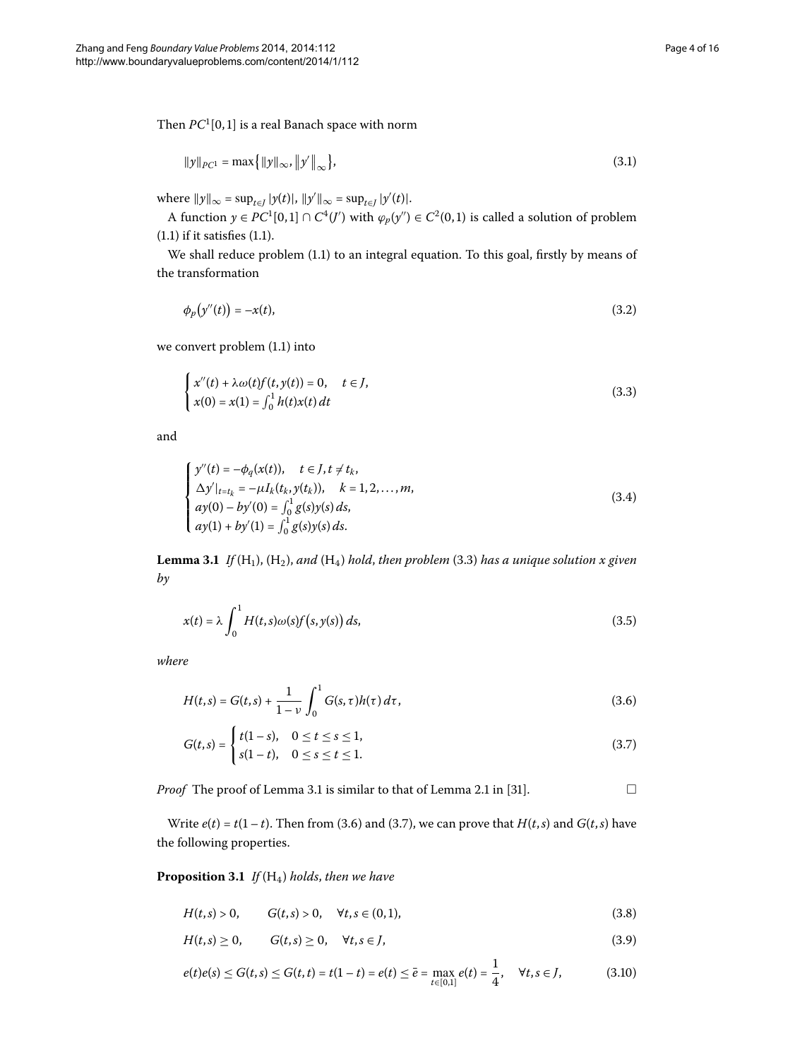Then $PC^1[0,1]$ is a real Banach space with norm

$$\|y\|_{PC^1} = \max\{\|y\|_\infty, \|y'\|_\infty\}, \tag{3.1}$$

where $\|y\|_\infty = \sup_{t\in J}|y(t)|$, $\|y'\|_\infty = \sup_{t\in J}|y'(t)|$.

A function $y \in PC^1[0,1] \cap C^4(J')$ with $\varphi_p(y'') \in C^2(0,1)$ is called a solution of problem (1.1) if it satisfies (1.1).

We shall reduce problem (1.1) to an integral equation. To this goal, firstly by means of the transformation

$$\phi_p\big(y''(t)\big) = -x(t), \tag{3.2}$$

we convert problem (1.1) into

$$\begin{cases} x''(t) + \lambda\omega(t)f(t,y(t)) = 0, & t \in J, \\ x(0) = x(1) = \int_0^1 h(t)x(t)\,dt \end{cases} \tag{3.3}$$

and

$$\begin{cases} y''(t) = -\phi_q(x(t)), & t \in J, t \neq t_k, \\ \Delta y'|_{t=t_k} = -\mu I_k(t_k, y(t_k)), & k = 1,2,\ldots,m, \\ ay(0) - by'(0) = \int_0^1 g(s)y(s)\,ds, \\ ay(1) + by'(1) = \int_0^1 g(s)y(s)\,ds. \end{cases} \tag{3.4}$$

**Lemma 3.1** *If* $(\mathrm{H}_1)$, $(\mathrm{H}_2)$, *and* $(\mathrm{H}_4)$ *hold, then problem* (3.3) *has a unique solution* $x$ *given by*

$$x(t) = \lambda\int_0^1 H(t,s)\omega(s)f\big(s,y(s)\big)\,ds, \tag{3.5}$$

*where*

$$H(t,s) = G(t,s) + \frac{1}{1-\nu}\int_0^1 G(s,\tau)h(\tau)\,d\tau, \tag{3.6}$$

$$G(t,s) = \begin{cases} t(1-s), & 0 \le t \le s \le 1, \\ s(1-t), & 0 \le s \le t \le 1. \end{cases} \tag{3.7}$$

*Proof* The proof of Lemma 3.1 is similar to that of Lemma 2.1 in [31]. □

Write $e(t) = t(1-t)$. Then from (3.6) and (3.7), we can prove that $H(t,s)$ and $G(t,s)$ have the following properties.

**Proposition 3.1** *If* $(\mathrm{H}_4)$ *holds, then we have*

$$H(t,s) > 0, \qquad G(t,s) > 0, \quad \forall t,s \in (0,1), \tag{3.8}$$

$$H(t,s) \ge 0, \qquad G(t,s) \ge 0, \quad \forall t,s \in J, \tag{3.9}$$

$$e(t)e(s) \le G(t,s) \le G(t,t) = t(1-t) = e(t) \le \bar{e} = \max_{t\in[0,1]} e(t) = \frac{1}{4}, \quad \forall t,s \in J, \tag{3.10}$$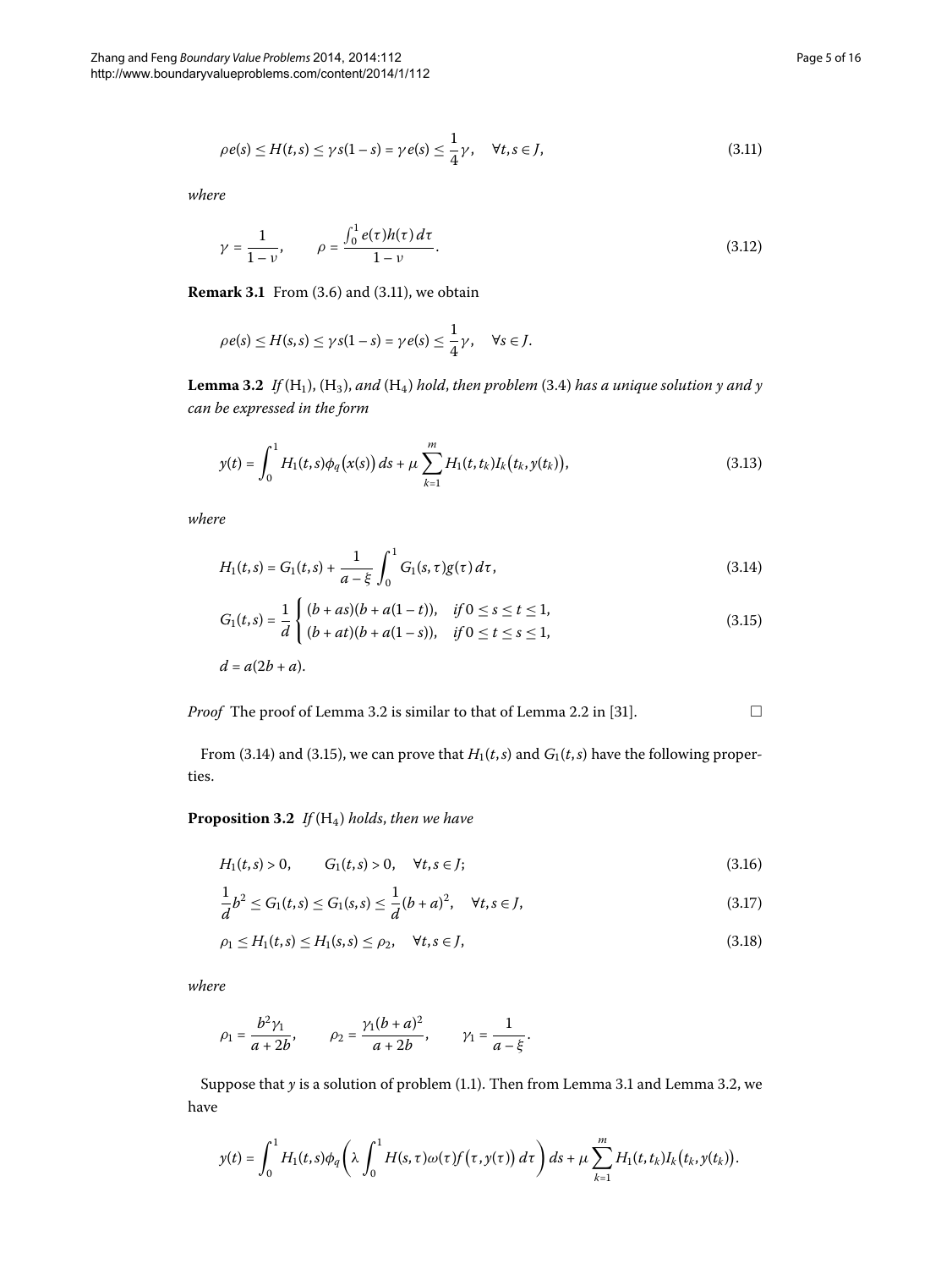$$\rho e(s) \leq H(t,s) \leq \gamma s(1-s) = \gamma e(s) \leq \frac{1}{4}\gamma, \quad \forall t,s \in J, \tag{3.11}$$

where

$$\gamma = \frac{1}{1-\nu}, \qquad \rho = \frac{\int_0^1 e(\tau)h(\tau)\,d\tau}{1-\nu}. \tag{3.12}$$

**Remark 3.1** From (3.6) and (3.11), we obtain

$$\rho e(s) \leq H(s,s) \leq \gamma s(1-s) = \gamma e(s) \leq \frac{1}{4}\gamma, \quad \forall s \in J.$$

**Lemma 3.2** *If* $(\mathrm{H}_1)$, $(\mathrm{H}_3)$, *and* $(\mathrm{H}_4)$ *hold, then problem* (3.4) *has a unique solution* $y$ *and* $y$ *can be expressed in the form*

$$y(t) = \int_0^1 H_1(t,s)\phi_q\big(x(s)\big)\,ds + \mu\sum_{k=1}^m H_1(t,t_k)I_k\big(t_k,y(t_k)\big), \tag{3.13}$$

*where*

$$H_1(t,s) = G_1(t,s) + \frac{1}{a-\xi}\int_0^1 G_1(s,\tau)g(\tau)\,d\tau, \tag{3.14}$$

$$G_1(t,s) = \frac{1}{d}\begin{cases} (b+as)(b+a(1-t)), & \text{if } 0 \leq s \leq t \leq 1, \\ (b+at)(b+a(1-s)), & \text{if } 0 \leq t \leq s \leq 1, \end{cases} \tag{3.15}$$

$$d = a(2b+a).$$

*Proof* The proof of Lemma 3.2 is similar to that of Lemma 2.2 in [31]. □

From (3.14) and (3.15), we can prove that $H_1(t,s)$ and $G_1(t,s)$ have the following properties.

**Proposition 3.2** *If* $(\mathrm{H}_4)$ *holds, then we have*

$$H_1(t,s) > 0, \qquad G_1(t,s) > 0, \quad \forall t,s \in J; \tag{3.16}$$

$$\frac{1}{d}b^2 \leq G_1(t,s) \leq G_1(s,s) \leq \frac{1}{d}(b+a)^2, \quad \forall t,s \in J, \tag{3.17}$$

$$\rho_1 \leq H_1(t,s) \leq H_1(s,s) \leq \rho_2, \quad \forall t,s \in J, \tag{3.18}$$

*where*

$$\rho_1 = \frac{b^2\gamma_1}{a+2b}, \qquad \rho_2 = \frac{\gamma_1(b+a)^2}{a+2b}, \qquad \gamma_1 = \frac{1}{a-\xi}.$$

Suppose that $y$ is a solution of problem (1.1). Then from Lemma 3.1 and Lemma 3.2, we have

$$y(t) = \int_0^1 H_1(t,s)\phi_q\left(\lambda\int_0^1 H(s,\tau)\omega(\tau)f\big(\tau,y(\tau)\big)\,d\tau\right)ds + \mu\sum_{k=1}^m H_1(t,t_k)I_k\big(t_k,y(t_k)\big).$$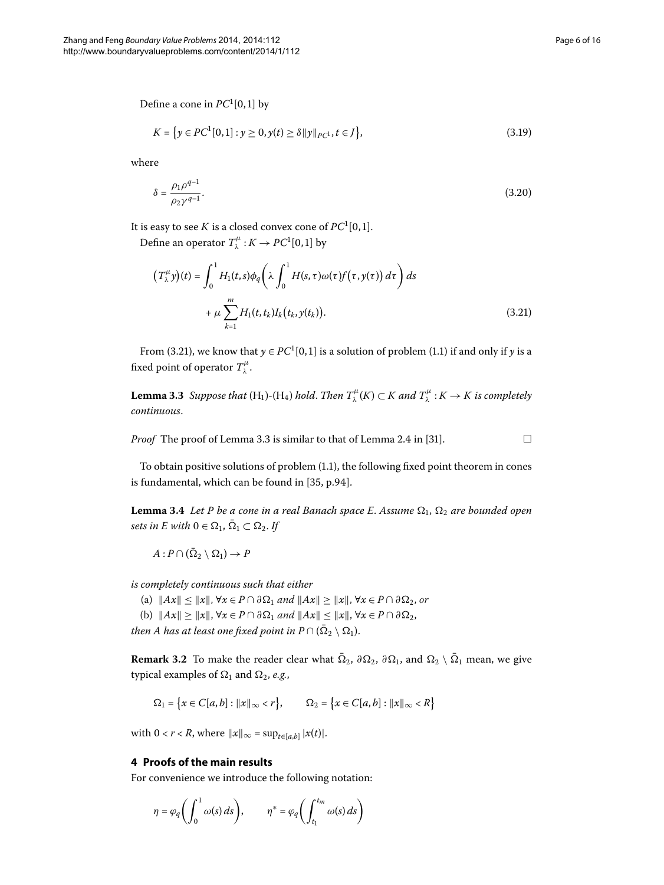Define a cone in $PC^1[0,1]$ by

$$K = \{y \in PC^1[0,1] : y \geq 0, y(t) \geq \delta \|y\|_{PC^1}, t \in J\}, \tag{3.19}$$

where

$$\delta = \frac{\rho_1 \rho^{q-1}}{\rho_2 \gamma^{q-1}}. \tag{3.20}$$

It is easy to see $K$ is a closed convex cone of $PC^1[0,1]$.

Define an operator $T_\lambda^\mu : K \to PC^1[0,1]$ by

$$\begin{aligned}(T_\lambda^\mu y)(t) &= \int_0^1 H_1(t,s)\phi_q\left(\lambda \int_0^1 H(s,\tau)\omega(\tau)f(\tau, y(\tau))\,d\tau\right) ds \\ &\quad + \mu \sum_{k=1}^m H_1(t,t_k)I_k(t_k, y(t_k)).\end{aligned} \tag{3.21}$$

From (3.21), we know that $y \in PC^1[0,1]$ is a solution of problem (1.1) if and only if $y$ is a fixed point of operator $T_\lambda^\mu$.

**Lemma 3.3** *Suppose that* ($H_1$)-($H_4$) *hold. Then* $T_\lambda^\mu(K) \subset K$ *and* $T_\lambda^\mu : K \to K$ *is completely continuous.*

*Proof* The proof of Lemma 3.3 is similar to that of Lemma 2.4 in [31]. □

To obtain positive solutions of problem (1.1), the following fixed point theorem in cones is fundamental, which can be found in [35, p.94].

**Lemma 3.4** *Let $P$ be a cone in a real Banach space $E$. Assume $\Omega_1$, $\Omega_2$ are bounded open sets in $E$ with $0 \in \Omega_1$, $\bar{\Omega}_1 \subset \Omega_2$. If*

$$A : P \cap (\bar{\Omega}_2 \setminus \Omega_1) \to P$$

*is completely continuous such that either*

(a) $\|Ax\| \leq \|x\|$, $\forall x \in P \cap \partial\Omega_1$ *and* $\|Ax\| \geq \|x\|$, $\forall x \in P \cap \partial\Omega_2$, *or*

(b) $\|Ax\| \geq \|x\|$, $\forall x \in P \cap \partial\Omega_1$ *and* $\|Ax\| \leq \|x\|$, $\forall x \in P \cap \partial\Omega_2$,

*then $A$ has at least one fixed point in $P \cap (\bar{\Omega}_2 \setminus \Omega_1)$.*

**Remark 3.2** To make the reader clear what $\bar{\Omega}_2$, $\partial\Omega_2$, $\partial\Omega_1$, and $\Omega_2 \setminus \bar{\Omega}_1$ mean, we give typical examples of $\Omega_1$ and $\Omega_2$, *e.g.*,

$$\Omega_1 = \{x \in C[a,b] : \|x\|_\infty < r\}, \qquad \Omega_2 = \{x \in C[a,b] : \|x\|_\infty < R\}$$

with $0 < r < R$, where $\|x\|_\infty = \sup_{t \in [a,b]} |x(t)|$.

## 4 Proofs of the main results

For convenience we introduce the following notation:

$$\eta = \varphi_q\left(\int_0^1 \omega(s)\,ds\right), \qquad \eta^* = \varphi_q\left(\int_{t_1}^{t_m} \omega(s)\,ds\right)$$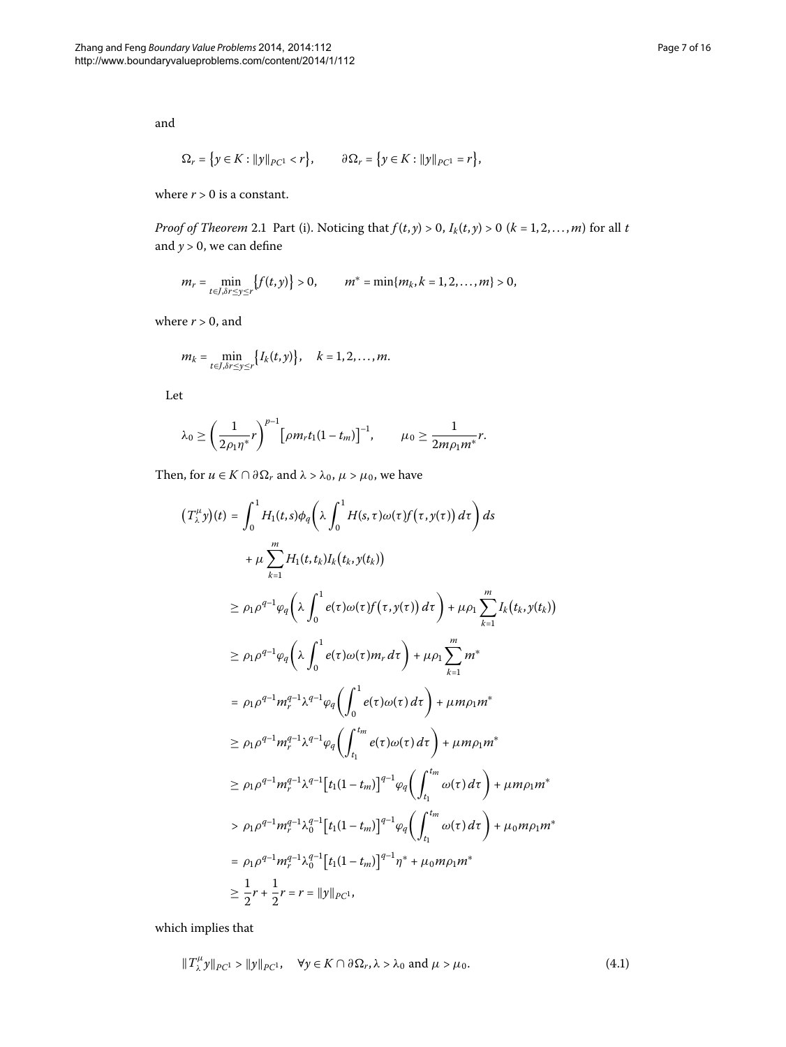and

$$\Omega_r = \{y \in K : \|y\|_{PC^1} < r\}, \qquad \partial\Omega_r = \{y \in K : \|y\|_{PC^1} = r\},$$

where $r > 0$ is a constant.

*Proof of Theorem* 2.1 Part (i). Noticing that $f(t,y) > 0$, $I_k(t,y) > 0$ ($k = 1,2,\ldots,m$) for all $t$ and $y > 0$, we can define

$$m_r = \min_{t\in J, \delta r \le y \le r}\{f(t,y)\} > 0, \qquad m^* = \min\{m_k, k = 1,2,\ldots,m\} > 0,$$

where $r > 0$, and

$$m_k = \min_{t\in J, \delta r \le y \le r}\{I_k(t,y)\}, \quad k = 1,2,\ldots,m.$$

Let

$$\lambda_0 \ge \left(\frac{1}{2\rho_1\eta^*}r\right)^{p-1}\left[\rho m_r t_1(1-t_m)\right]^{-1}, \qquad \mu_0 \ge \frac{1}{2m\rho_1 m^*}r.$$

Then, for $u \in K \cap \partial\Omega_r$ and $\lambda > \lambda_0$, $\mu > \mu_0$, we have

$$\begin{aligned}
(T_\lambda^\mu y)(t) &= \int_0^1 H_1(t,s)\phi_q\left(\lambda\int_0^1 H(s,\tau)\omega(\tau)f(\tau,y(\tau))\,d\tau\right)ds \\
&\quad + \mu\sum_{k=1}^m H_1(t,t_k)I_k(t_k,y(t_k)) \\
&\ge \rho_1\rho^{q-1}\varphi_q\left(\lambda\int_0^1 e(\tau)\omega(\tau)f(\tau,y(\tau))\,d\tau\right) + \mu\rho_1\sum_{k=1}^m I_k(t_k,y(t_k)) \\
&\ge \rho_1\rho^{q-1}\varphi_q\left(\lambda\int_0^1 e(\tau)\omega(\tau)m_r\,d\tau\right) + \mu\rho_1\sum_{k=1}^m m^* \\
&= \rho_1\rho^{q-1}m_r^{q-1}\lambda^{q-1}\varphi_q\left(\int_0^1 e(\tau)\omega(\tau)\,d\tau\right) + \mu m\rho_1 m^* \\
&\ge \rho_1\rho^{q-1}m_r^{q-1}\lambda^{q-1}\varphi_q\left(\int_{t_1}^{t_m} e(\tau)\omega(\tau)\,d\tau\right) + \mu m\rho_1 m^* \\
&\ge \rho_1\rho^{q-1}m_r^{q-1}\lambda^{q-1}\left[t_1(1-t_m)\right]^{q-1}\varphi_q\left(\int_{t_1}^{t_m}\omega(\tau)\,d\tau\right) + \mu m\rho_1 m^* \\
&> \rho_1\rho^{q-1}m_r^{q-1}\lambda_0^{q-1}\left[t_1(1-t_m)\right]^{q-1}\varphi_q\left(\int_{t_1}^{t_m}\omega(\tau)\,d\tau\right) + \mu_0 m\rho_1 m^* \\
&= \rho_1\rho^{q-1}m_r^{q-1}\lambda_0^{q-1}\left[t_1(1-t_m)\right]^{q-1}\eta^* + \mu_0 m\rho_1 m^* \\
&\ge \frac{1}{2}r + \frac{1}{2}r = r = \|y\|_{PC^1},
\end{aligned}$$

which implies that

$$\|T_\lambda^\mu y\|_{PC^1} > \|y\|_{PC^1}, \quad \forall y \in K \cap \partial\Omega_r, \lambda > \lambda_0 \text{ and } \mu > \mu_0. \tag{4.1}$$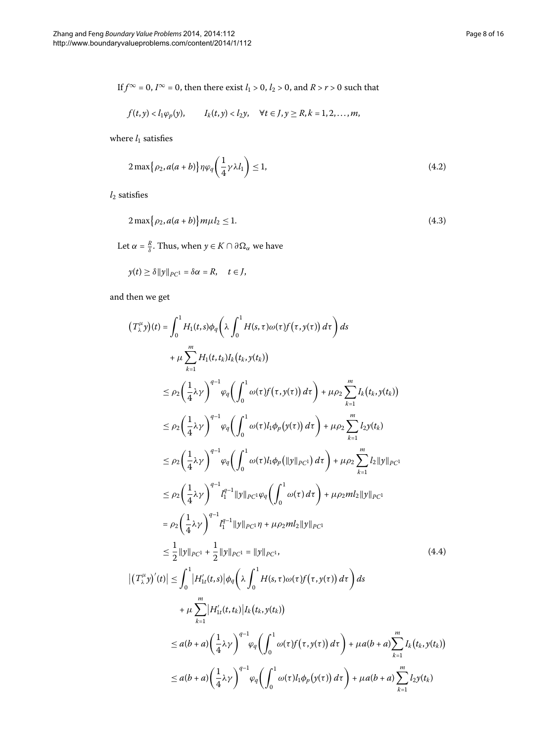If $f^{\infty} = 0$, $I^{\infty} = 0$, then there exist $l_1 > 0$, $l_2 > 0$, and $R > r > 0$ such that

$$f(t,y) < l_1 \varphi_p(y), \qquad I_k(t,y) < l_2 y, \quad \forall t \in J, y \geq R, k = 1,2,\ldots,m,$$

where $l_1$ satisfies

$$2\max\{\rho_2, a(a+b)\}\eta\varphi_q\left(\frac{1}{4}\gamma\lambda l_1\right) \leq 1, \tag{4.2}$$

$l_2$ satisfies

$$2\max\{\rho_2, a(a+b)\}m\mu l_2 \leq 1. \tag{4.3}$$

Let $\alpha = \frac{R}{\delta}$. Thus, when $y \in K \cap \partial\Omega_\alpha$ we have

$$y(t) \geq \delta\|y\|_{PC^1} = \delta\alpha = R, \quad t \in J,$$

and then we get

$$\begin{aligned}
\left(T_\lambda^\mu y\right)(t) &= \int_0^1 H_1(t,s)\phi_q\left(\lambda\int_0^1 H(s,\tau)\omega(\tau)f\left(\tau,y(\tau)\right)d\tau\right)ds \\
&\quad + \mu\sum_{k=1}^m H_1(t,t_k)I_k\left(t_k,y(t_k)\right) \\
&\leq \rho_2\left(\frac{1}{4}\lambda\gamma\right)^{q-1}\varphi_q\left(\int_0^1 \omega(\tau)f\left(\tau,y(\tau)\right)d\tau\right) + \mu\rho_2\sum_{k=1}^m I_k\left(t_k,y(t_k)\right) \\
&\leq \rho_2\left(\frac{1}{4}\lambda\gamma\right)^{q-1}\varphi_q\left(\int_0^1 \omega(\tau)l_1\phi_p\left(y(\tau)\right)d\tau\right) + \mu\rho_2\sum_{k=1}^m l_2 y(t_k) \\
&\leq \rho_2\left(\frac{1}{4}\lambda\gamma\right)^{q-1}\varphi_q\left(\int_0^1 \omega(\tau)l_1\phi_p\left(\|y\|_{PC^1}\right)d\tau\right) + \mu\rho_2\sum_{k=1}^m l_2\|y\|_{PC^1} \\
&\leq \rho_2\left(\frac{1}{4}\lambda\gamma\right)^{q-1} l_1^{q-1}\|y\|_{PC^1}\varphi_q\left(\int_0^1 \omega(\tau)\,d\tau\right) + \mu\rho_2 m l_2\|y\|_{PC^1} \\
&= \rho_2\left(\frac{1}{4}\lambda\gamma\right)^{q-1} l_1^{q-1}\|y\|_{PC^1}\eta + \mu\rho_2 m l_2\|y\|_{PC^1} \\
&\leq \frac{1}{2}\|y\|_{PC^1} + \frac{1}{2}\|y\|_{PC^1} = \|y\|_{PC^1},
\end{aligned} \tag{4.4}$$

$$\begin{aligned}
\left|\left(T_\lambda^\mu y\right)'(t)\right| &\leq \int_0^1 \left|H_{1t}'(t,s)\right|\phi_q\left(\lambda\int_0^1 H(s,\tau)\omega(\tau)f\left(\tau,y(\tau)\right)d\tau\right)ds \\
&\quad + \mu\sum_{k=1}^m \left|H_{1t}'(t,t_k)\right|I_k\left(t_k,y(t_k)\right) \\
&\leq a(b+a)\left(\frac{1}{4}\lambda\gamma\right)^{q-1}\varphi_q\left(\int_0^1 \omega(\tau)f\left(\tau,y(\tau)\right)d\tau\right) + \mu a(b+a)\sum_{k=1}^m I_k\left(t_k,y(t_k)\right) \\
&\leq a(b+a)\left(\frac{1}{4}\lambda\gamma\right)^{q-1}\varphi_q\left(\int_0^1 \omega(\tau)l_1\phi_p\left(y(\tau)\right)d\tau\right) + \mu a(b+a)\sum_{k=1}^m l_2 y(t_k)
\end{aligned}$$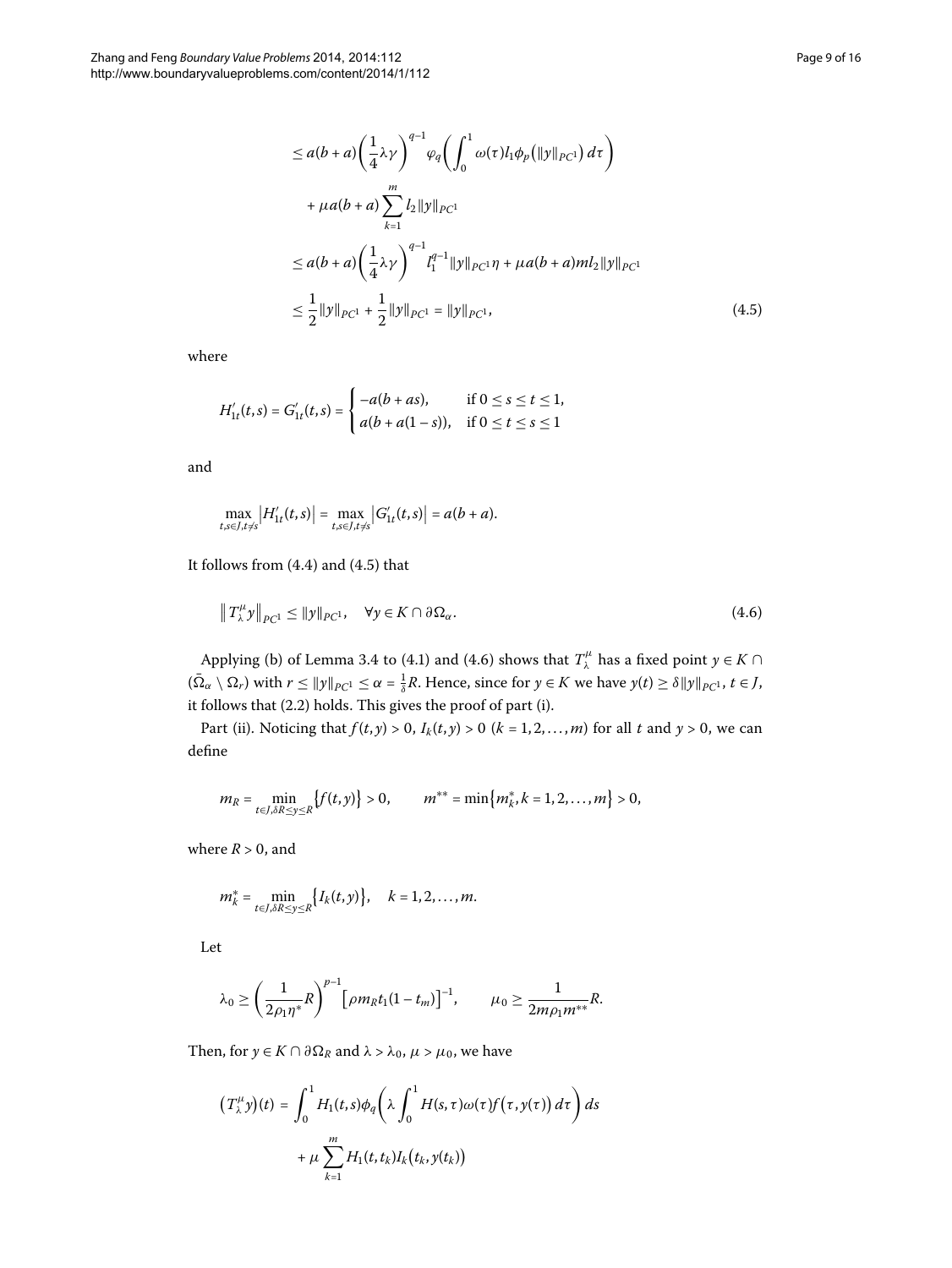$$
\begin{aligned}
&\leq a(b+a)\left(\frac{1}{4}\lambda\gamma\right)^{q-1}\varphi_q\left(\int_0^1 \omega(\tau)l_1\phi_p\left(\|y\|_{PC^1}\right)d\tau\right) \\
&\quad + \mu a(b+a)\sum_{k=1}^{m} l_2\|y\|_{PC^1} \\
&\leq a(b+a)\left(\frac{1}{4}\lambda\gamma\right)^{q-1} l_1^{q-1}\|y\|_{PC^1}\eta + \mu a(b+a)ml_2\|y\|_{PC^1} \\
&\leq \frac{1}{2}\|y\|_{PC^1} + \frac{1}{2}\|y\|_{PC^1} = \|y\|_{PC^1},
\end{aligned}
\tag{4.5}
$$

where

$$
H'_{1t}(t,s) = G'_{1t}(t,s) = \begin{cases} -a(b+as), & \text{if } 0 \leq s \leq t \leq 1, \\ a(b+a(1-s)), & \text{if } 0 \leq t \leq s \leq 1 \end{cases}
$$

and

$$
\max_{t,s\in J, t\neq s}\left|H'_{1t}(t,s)\right| = \max_{t,s\in J, t\neq s}\left|G'_{1t}(t,s)\right| = a(b+a).
$$

It follows from (4.4) and (4.5) that

$$
\left\|T_\lambda^\mu y\right\|_{PC^1} \leq \|y\|_{PC^1}, \quad \forall y \in K \cap \partial\Omega_\alpha. \tag{4.6}
$$

Applying (b) of Lemma 3.4 to (4.1) and (4.6) shows that $T_\lambda^\mu$ has a fixed point $y \in K \cap (\bar{\Omega}_\alpha \setminus \Omega_r)$ with $r \leq \|y\|_{PC^1} \leq \alpha = \frac{1}{\delta}R$. Hence, since for $y \in K$ we have $y(t) \geq \delta\|y\|_{PC^1}$, $t \in J$, it follows that (2.2) holds. This gives the proof of part (i).

Part (ii). Noticing that $f(t,y) > 0$, $I_k(t,y) > 0$ $(k = 1,2,\ldots,m)$ for all $t$ and $y > 0$, we can define

$$
m_R = \min_{t\in J, \delta R \leq y \leq R}\left\{f(t,y)\right\} > 0, \qquad m^{**} = \min\left\{m_k^*, k = 1,2,\ldots,m\right\} > 0,
$$

where $R > 0$, and

$$
m_k^* = \min_{t\in J, \delta R \leq y \leq R}\left\{I_k(t,y)\right\}, \quad k = 1,2,\ldots,m.
$$

Let

$$
\lambda_0 \geq \left(\frac{1}{2\rho_1\eta^*}R\right)^{p-1}\left[\rho m_R t_1(1-t_m)\right]^{-1}, \qquad \mu_0 \geq \frac{1}{2m\rho_1 m^{**}}R.
$$

Then, for $y \in K \cap \partial\Omega_R$ and $\lambda > \lambda_0$, $\mu > \mu_0$, we have

$$
\begin{aligned}
\left(T_\lambda^\mu y\right)(t) &= \int_0^1 H_1(t,s)\phi_q\left(\lambda\int_0^1 H(s,\tau)\omega(\tau)f\left(\tau,y(\tau)\right)d\tau\right)ds \\
&\quad + \mu\sum_{k=1}^{m} H_1(t,t_k)I_k\left(t_k,y(t_k)\right)
\end{aligned}
$$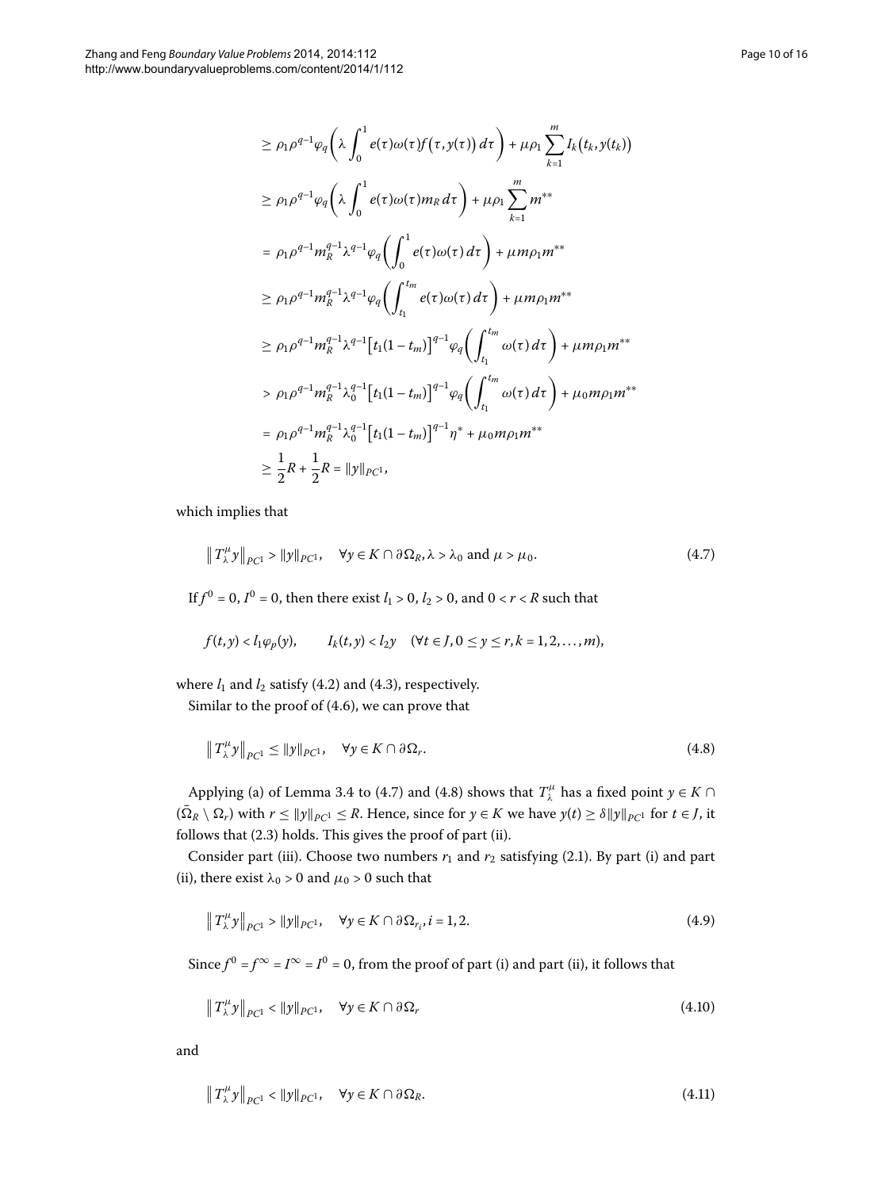$$
\begin{aligned}
&\geq \rho_1 \rho^{q-1} \varphi_q \left( \lambda \int_0^1 e(\tau)\omega(\tau) f\big(\tau, y(\tau)\big)\, d\tau \right) + \mu \rho_1 \sum_{k=1}^m I_k\big(t_k, y(t_k)\big) \\
&\geq \rho_1 \rho^{q-1} \varphi_q \left( \lambda \int_0^1 e(\tau)\omega(\tau) m_R \, d\tau \right) + \mu \rho_1 \sum_{k=1}^m m^{**} \\
&= \rho_1 \rho^{q-1} m_R^{q-1} \lambda^{q-1} \varphi_q \left( \int_0^1 e(\tau)\omega(\tau)\, d\tau \right) + \mu m \rho_1 m^{**} \\
&\geq \rho_1 \rho^{q-1} m_R^{q-1} \lambda^{q-1} \varphi_q \left( \int_{t_1}^{t_m} e(\tau)\omega(\tau)\, d\tau \right) + \mu m \rho_1 m^{**} \\
&\geq \rho_1 \rho^{q-1} m_R^{q-1} \lambda^{q-1} \big[t_1(1-t_m)\big]^{q-1} \varphi_q \left( \int_{t_1}^{t_m} \omega(\tau)\, d\tau \right) + \mu m \rho_1 m^{**} \\
&> \rho_1 \rho^{q-1} m_R^{q-1} \lambda_0^{q-1} \big[t_1(1-t_m)\big]^{q-1} \varphi_q \left( \int_{t_1}^{t_m} \omega(\tau)\, d\tau \right) + \mu_0 m \rho_1 m^{**} \\
&= \rho_1 \rho^{q-1} m_R^{q-1} \lambda_0^{q-1} \big[t_1(1-t_m)\big]^{q-1} \eta^* + \mu_0 m \rho_1 m^{**} \\
&\geq \frac{1}{2} R + \frac{1}{2} R = \|y\|_{PC^1},
\end{aligned}
$$

which implies that

$$
\big\| T_\lambda^\mu y \big\|_{PC^1} > \|y\|_{PC^1}, \quad \forall y \in K \cap \partial\Omega_R, \lambda > \lambda_0 \text{ and } \mu > \mu_0. \tag{4.7}
$$

If $f^0 = 0$, $I^0 = 0$, then there exist $l_1 > 0$, $l_2 > 0$, and $0 < r < R$ such that

$$
f(t,y) < l_1 \varphi_p(y), \qquad I_k(t,y) < l_2 y \quad (\forall t \in J, 0 \leq y \leq r, k = 1, 2, \ldots, m),
$$

where $l_1$ and $l_2$ satisfy (4.2) and (4.3), respectively.

Similar to the proof of (4.6), we can prove that

$$
\big\| T_\lambda^\mu y \big\|_{PC^1} \leq \|y\|_{PC^1}, \quad \forall y \in K \cap \partial\Omega_r. \tag{4.8}
$$

Applying (a) of Lemma 3.4 to (4.7) and (4.8) shows that $T_\lambda^\mu$ has a fixed point $y \in K \cap (\bar{\Omega}_R \setminus \Omega_r)$ with $r \leq \|y\|_{PC^1} \leq R$. Hence, since for $y \in K$ we have $y(t) \geq \delta \|y\|_{PC^1}$ for $t \in J$, it follows that (2.3) holds. This gives the proof of part (ii).

Consider part (iii). Choose two numbers $r_1$ and $r_2$ satisfying (2.1). By part (i) and part (ii), there exist $\lambda_0 > 0$ and $\mu_0 > 0$ such that

$$
\big\| T_\lambda^\mu y \big\|_{PC^1} > \|y\|_{PC^1}, \quad \forall y \in K \cap \partial\Omega_{r_i}, i = 1, 2. \tag{4.9}
$$

Since $f^0 = f^\infty = I^\infty = I^0 = 0$, from the proof of part (i) and part (ii), it follows that

$$
\big\| T_\lambda^\mu y \big\|_{PC^1} < \|y\|_{PC^1}, \quad \forall y \in K \cap \partial\Omega_r \tag{4.10}
$$

and

$$
\big\| T_\lambda^\mu y \big\|_{PC^1} < \|y\|_{PC^1}, \quad \forall y \in K \cap \partial\Omega_R. \tag{4.11}
$$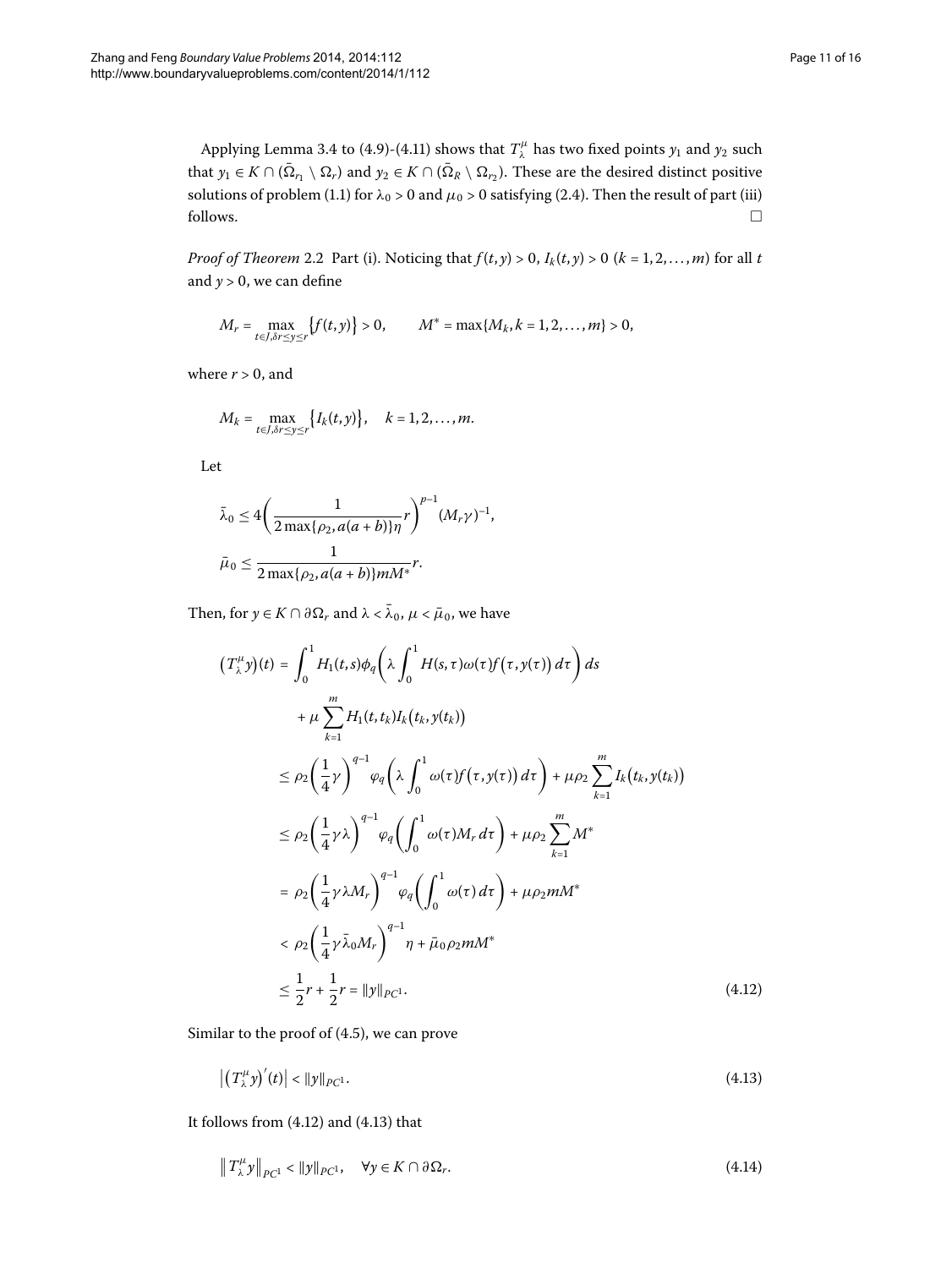Applying Lemma 3.4 to (4.9)-(4.11) shows that $T_\lambda^\mu$ has two fixed points $y_1$ and $y_2$ such that $y_1 \in K \cap (\bar{\Omega}_{r_1} \setminus \Omega_r)$ and $y_2 \in K \cap (\bar{\Omega}_R \setminus \Omega_{r_2})$. These are the desired distinct positive solutions of problem (1.1) for $\lambda_0 > 0$ and $\mu_0 > 0$ satisfying (2.4). Then the result of part (iii) follows. □

*Proof of Theorem* 2.2 Part (i). Noticing that $f(t,y) > 0$, $I_k(t,y) > 0$ ($k = 1,2,\ldots,m$) for all $t$ and $y > 0$, we can define

$$M_r = \max_{t \in J, \delta r \le y \le r} \{f(t,y)\} > 0, \qquad M^* = \max\{M_k, k = 1,2,\ldots,m\} > 0,$$

where $r > 0$, and

$$M_k = \max_{t \in J, \delta r \le y \le r} \{I_k(t,y)\}, \quad k = 1,2,\ldots,m.$$

Let

$$\bar{\lambda}_0 \le 4\left(\frac{1}{2\max\{\rho_2, a(a+b)\}\eta} r\right)^{p-1} (M_r \gamma)^{-1},$$

$$\bar{\mu}_0 \le \frac{1}{2\max\{\rho_2, a(a+b)\} m M^*} r.$$

Then, for $y \in K \cap \partial\Omega_r$ and $\lambda < \bar{\lambda}_0$, $\mu < \bar{\mu}_0$, we have

$$\begin{aligned}
\left(T_\lambda^\mu y\right)(t) &= \int_0^1 H_1(t,s)\phi_q\left(\lambda \int_0^1 H(s,\tau)\omega(\tau) f\left(\tau, y(\tau)\right) d\tau\right) ds \\
&\quad + \mu \sum_{k=1}^m H_1(t,t_k) I_k\left(t_k, y(t_k)\right) \\
&\le \rho_2 \left(\frac{1}{4}\gamma\right)^{q-1} \varphi_q\left(\lambda \int_0^1 \omega(\tau) f\left(\tau, y(\tau)\right) d\tau\right) + \mu\rho_2 \sum_{k=1}^m I_k\left(t_k, y(t_k)\right) \\
&\le \rho_2 \left(\frac{1}{4}\gamma\lambda\right)^{q-1} \varphi_q\left(\int_0^1 \omega(\tau) M_r \, d\tau\right) + \mu\rho_2 \sum_{k=1}^m M^* \\
&= \rho_2 \left(\frac{1}{4}\gamma\lambda M_r\right)^{q-1} \varphi_q\left(\int_0^1 \omega(\tau)\, d\tau\right) + \mu\rho_2 m M^* \\
&< \rho_2 \left(\frac{1}{4}\gamma\bar{\lambda}_0 M_r\right)^{q-1} \eta + \bar{\mu}_0 \rho_2 m M^* \\
&\le \frac{1}{2}r + \frac{1}{2}r = \|y\|_{PC^1}.
\end{aligned} \tag{4.12}$$

Similar to the proof of (4.5), we can prove

$$\left|\left(T_\lambda^\mu y\right)'(t)\right| < \|y\|_{PC^1}. \tag{4.13}$$

It follows from (4.12) and (4.13) that

$$\left\| T_\lambda^\mu y \right\|_{PC^1} < \|y\|_{PC^1}, \quad \forall y \in K \cap \partial\Omega_r. \tag{4.14}$$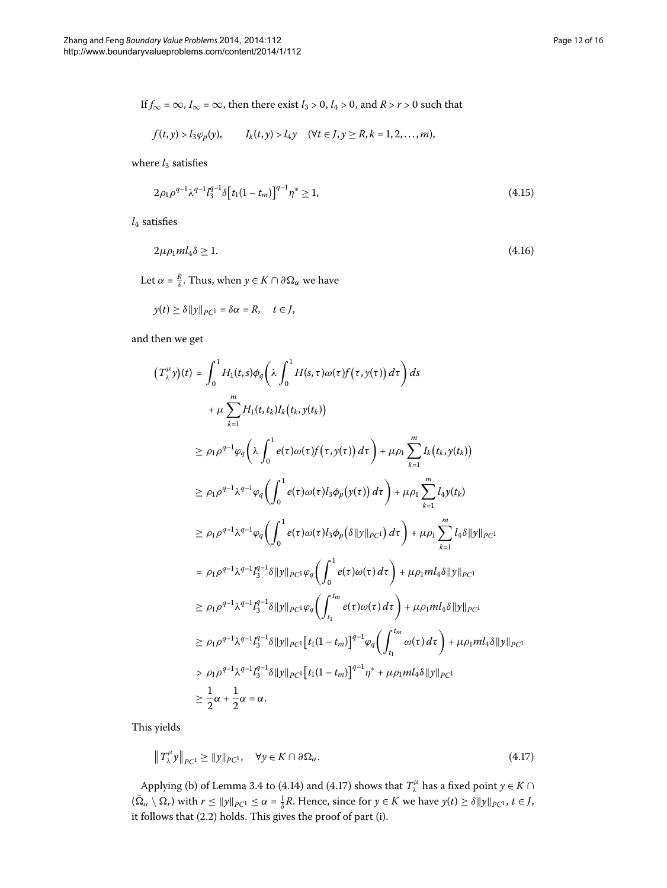If $f_\infty = \infty$, $I_\infty = \infty$, then there exist $l_3 > 0$, $l_4 > 0$, and $R > r > 0$ such that

$$f(t,y) > l_3 \varphi_p(y), \qquad I_k(t,y) > l_4 y \quad (\forall t \in J, y \geq R, k = 1,2,\ldots,m),$$

where $l_3$ satisfies

$$2\rho_1 \rho^{q-1} \lambda^{q-1} l_3^{q-1} \delta \big[t_1(1-t_m)\big]^{q-1} \eta^* \geq 1, \tag{4.15}$$

$l_4$ satisfies

$$2\mu \rho_1 m l_4 \delta \geq 1. \tag{4.16}$$

Let $\alpha = \frac{R}{\delta}$. Thus, when $y \in K \cap \partial\Omega_\alpha$ we have

$$y(t) \geq \delta \|y\|_{PC^1} = \delta\alpha = R, \quad t \in J,$$

and then we get

$$\begin{aligned}
\big(T_\lambda^\mu y\big)(t) &= \int_0^1 H_1(t,s)\phi_q\left(\lambda \int_0^1 H(s,\tau)\omega(\tau) f\big(\tau, y(\tau)\big)\, d\tau\right) ds \\
&\quad + \mu \sum_{k=1}^m H_1(t,t_k) I_k\big(t_k, y(t_k)\big) \\
&\geq \rho_1 \rho^{q-1} \varphi_q\left(\lambda \int_0^1 e(\tau)\omega(\tau) f\big(\tau, y(\tau)\big)\, d\tau\right) + \mu\rho_1 \sum_{k=1}^m I_k\big(t_k, y(t_k)\big) \\
&\geq \rho_1 \rho^{q-1} \lambda^{q-1} \varphi_q\left(\int_0^1 e(\tau)\omega(\tau) l_3 \phi_p\big(y(\tau)\big)\, d\tau\right) + \mu\rho_1 \sum_{k=1}^m l_4 y(t_k) \\
&\geq \rho_1 \rho^{q-1} \lambda^{q-1} \varphi_q\left(\int_0^1 e(\tau)\omega(\tau) l_3 \phi_p\big(\delta\|y\|_{PC^1}\big)\, d\tau\right) + \mu\rho_1 \sum_{k=1}^m l_4 \delta \|y\|_{PC^1} \\
&= \rho_1 \rho^{q-1} \lambda^{q-1} l_3^{q-1} \delta \|y\|_{PC^1} \varphi_q\left(\int_0^1 e(\tau)\omega(\tau)\, d\tau\right) + \mu\rho_1 m l_4 \delta \|y\|_{PC^1} \\
&\geq \rho_1 \rho^{q-1} \lambda^{q-1} l_3^{q-1} \delta \|y\|_{PC^1} \varphi_q\left(\int_{t_1}^{t_m} e(\tau)\omega(\tau)\, d\tau\right) + \mu\rho_1 m l_4 \delta \|y\|_{PC^1} \\
&\geq \rho_1 \rho^{q-1} \lambda^{q-1} l_3^{q-1} \delta \|y\|_{PC^1} \big[t_1(1-t_m)\big]^{q-1} \varphi_q\left(\int_{t_1}^{t_m} \omega(\tau)\, d\tau\right) + \mu\rho_1 m l_4 \delta \|y\|_{PC^1} \\
&> \rho_1 \rho^{q-1} \lambda^{q-1} l_3^{q-1} \delta \|y\|_{PC^1} \big[t_1(1-t_m)\big]^{q-1} \eta^* + \mu\rho_1 m l_4 \delta \|y\|_{PC^1} \\
&\geq \frac{1}{2}\alpha + \frac{1}{2}\alpha = \alpha.
\end{aligned}$$

This yields

$$\big\|T_\lambda^\mu y\big\|_{PC^1} \geq \|y\|_{PC^1}, \quad \forall y \in K \cap \partial\Omega_\alpha. \tag{4.17}$$

Applying (b) of Lemma 3.4 to (4.14) and (4.17) shows that $T_\lambda^\mu$ has a fixed point $y \in K \cap (\bar{\Omega}_\alpha \setminus \Omega_r)$ with $r \leq \|y\|_{PC^1} \leq \alpha = \frac{1}{\delta}R$. Hence, since for $y \in K$ we have $y(t) \geq \delta\|y\|_{PC^1}$, $t \in J$, it follows that (2.2) holds. This gives the proof of part (i).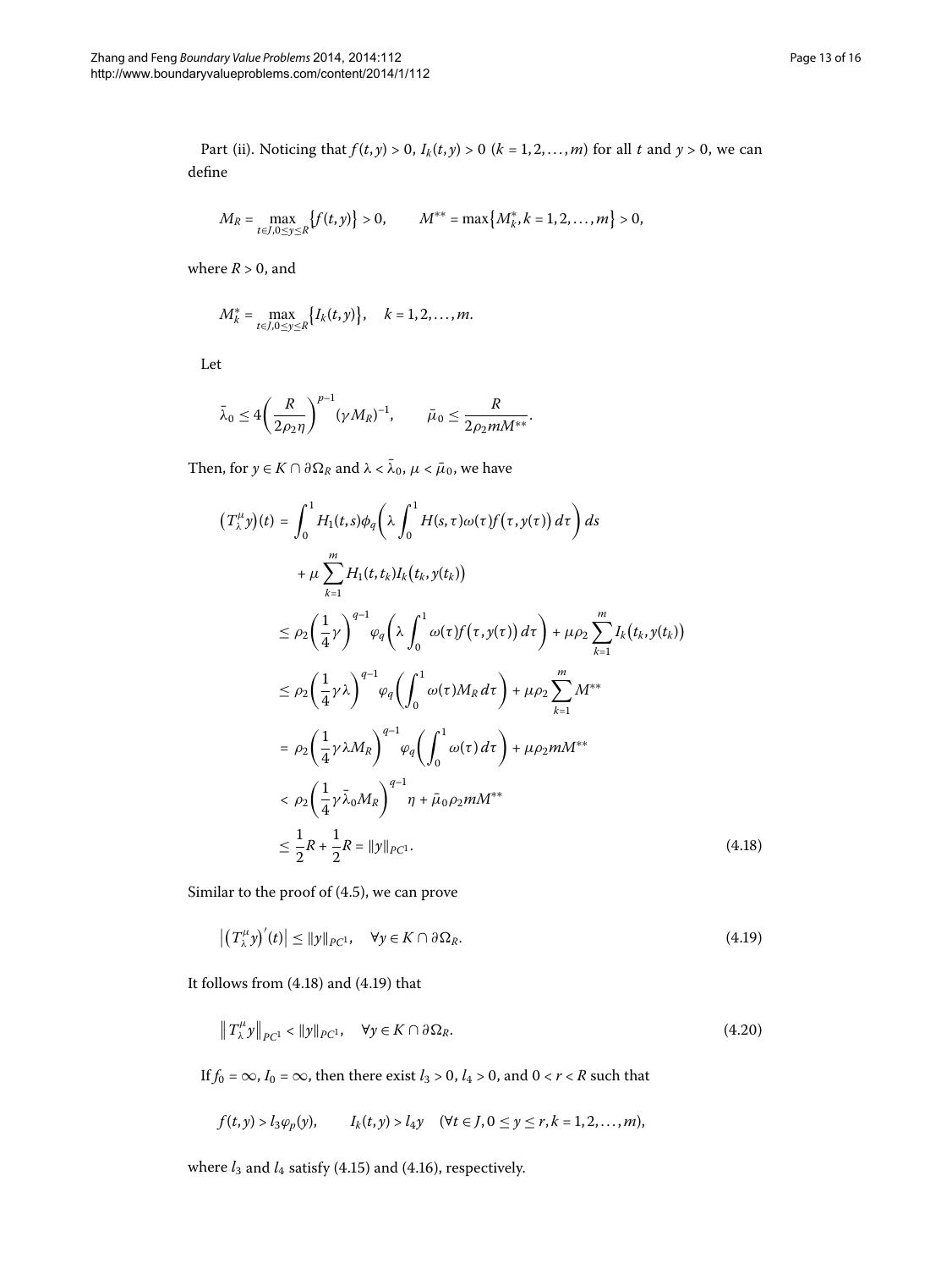Part (ii). Noticing that $f(t,y) > 0$, $I_k(t,y) > 0$ ($k = 1,2,\ldots,m$) for all $t$ and $y > 0$, we can define

$$M_R = \max_{t\in J, 0\le y\le R}\{f(t,y)\} > 0, \qquad M^{**} = \max\{M_k^*, k = 1,2,\ldots,m\} > 0,$$

where $R > 0$, and

$$M_k^* = \max_{t\in J, 0\le y\le R}\{I_k(t,y)\}, \quad k = 1,2,\ldots,m.$$

Let

$$\bar{\lambda}_0 \le 4\left(\frac{R}{2\rho_2\eta}\right)^{p-1}(\gamma M_R)^{-1}, \qquad \bar{\mu}_0 \le \frac{R}{2\rho_2 m M^{**}}.$$

Then, for $y \in K \cap \partial\Omega_R$ and $\lambda < \bar{\lambda}_0$, $\mu < \bar{\mu}_0$, we have

$$\begin{aligned}
\left(T_\lambda^\mu y\right)(t) &= \int_0^1 H_1(t,s)\phi_q\left(\lambda\int_0^1 H(s,\tau)\omega(\tau)f\left(\tau,y(\tau)\right)d\tau\right)ds \\
&\quad + \mu\sum_{k=1}^m H_1(t,t_k)I_k\left(t_k,y(t_k)\right) \\
&\le \rho_2\left(\frac{1}{4}\gamma\right)^{q-1}\varphi_q\left(\lambda\int_0^1\omega(\tau)f\left(\tau,y(\tau)\right)d\tau\right) + \mu\rho_2\sum_{k=1}^m I_k\left(t_k,y(t_k)\right) \\
&\le \rho_2\left(\frac{1}{4}\gamma\lambda\right)^{q-1}\varphi_q\left(\int_0^1\omega(\tau)M_R\,d\tau\right) + \mu\rho_2\sum_{k=1}^m M^{**} \\
&= \rho_2\left(\frac{1}{4}\gamma\lambda M_R\right)^{q-1}\varphi_q\left(\int_0^1\omega(\tau)\,d\tau\right) + \mu\rho_2 m M^{**} \\
&< \rho_2\left(\frac{1}{4}\gamma\bar{\lambda}_0 M_R\right)^{q-1}\eta + \bar{\mu}_0\rho_2 m M^{**} \\
&\le \frac{1}{2}R + \frac{1}{2}R = \|y\|_{PC^1}.
\end{aligned} \tag{4.18}$$

Similar to the proof of (4.5), we can prove

$$\left|\left(T_\lambda^\mu y\right)'(t)\right| \le \|y\|_{PC^1}, \quad \forall y \in K \cap \partial\Omega_R. \tag{4.19}$$

It follows from (4.18) and (4.19) that

$$\left\|T_\lambda^\mu y\right\|_{PC^1} < \|y\|_{PC^1}, \quad \forall y \in K \cap \partial\Omega_R. \tag{4.20}$$

If $f_0 = \infty$, $I_0 = \infty$, then there exist $l_3 > 0$, $l_4 > 0$, and $0 < r < R$ such that

$$f(t,y) > l_3\varphi_p(y), \qquad I_k(t,y) > l_4 y \quad (\forall t \in J, 0 \le y \le r, k = 1,2,\ldots,m),$$

where $l_3$ and $l_4$ satisfy (4.15) and (4.16), respectively.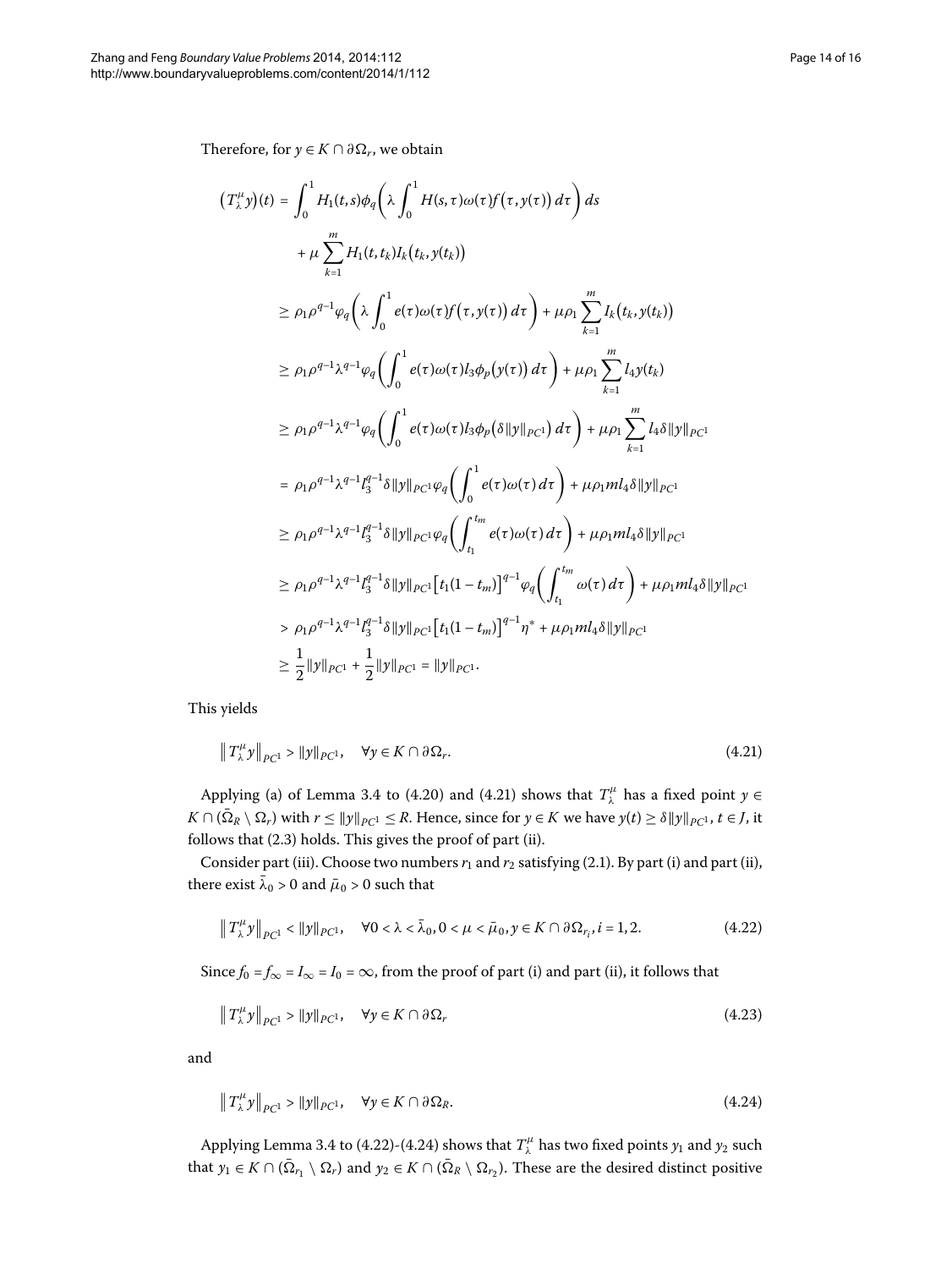Therefore, for $y \in K \cap \partial\Omega_r$, we obtain

$$
\begin{aligned}
\left(T_\lambda^\mu y\right)(t) &= \int_0^1 H_1(t,s)\phi_q\left(\lambda \int_0^1 H(s,\tau)\omega(\tau)f\left(\tau,y(\tau)\right)d\tau\right)ds \\
&\quad + \mu \sum_{k=1}^m H_1(t,t_k)I_k\left(t_k,y(t_k)\right) \\
&\geq \rho_1\rho^{q-1}\varphi_q\left(\lambda\int_0^1 e(\tau)\omega(\tau)f\left(\tau,y(\tau)\right)d\tau\right) + \mu\rho_1\sum_{k=1}^m I_k\left(t_k,y(t_k)\right) \\
&\geq \rho_1\rho^{q-1}\lambda^{q-1}\varphi_q\left(\int_0^1 e(\tau)\omega(\tau)l_3\phi_p\left(y(\tau)\right)d\tau\right) + \mu\rho_1\sum_{k=1}^m l_4 y(t_k) \\
&\geq \rho_1\rho^{q-1}\lambda^{q-1}\varphi_q\left(\int_0^1 e(\tau)\omega(\tau)l_3\phi_p\left(\delta\|y\|_{PC^1}\right)d\tau\right) + \mu\rho_1\sum_{k=1}^m l_4\delta\|y\|_{PC^1} \\
&= \rho_1\rho^{q-1}\lambda^{q-1}l_3^{q-1}\delta\|y\|_{PC^1}\varphi_q\left(\int_0^1 e(\tau)\omega(\tau)\,d\tau\right) + \mu\rho_1 m l_4\delta\|y\|_{PC^1} \\
&\geq \rho_1\rho^{q-1}\lambda^{q-1}l_3^{q-1}\delta\|y\|_{PC^1}\varphi_q\left(\int_{t_1}^{t_m} e(\tau)\omega(\tau)\,d\tau\right) + \mu\rho_1 m l_4\delta\|y\|_{PC^1} \\
&\geq \rho_1\rho^{q-1}\lambda^{q-1}l_3^{q-1}\delta\|y\|_{PC^1}\left[t_1(1-t_m)\right]^{q-1}\varphi_q\left(\int_{t_1}^{t_m}\omega(\tau)\,d\tau\right) + \mu\rho_1 m l_4\delta\|y\|_{PC^1} \\
&> \rho_1\rho^{q-1}\lambda^{q-1}l_3^{q-1}\delta\|y\|_{PC^1}\left[t_1(1-t_m)\right]^{q-1}\eta^* + \mu\rho_1 m l_4\delta\|y\|_{PC^1} \\
&\geq \frac{1}{2}\|y\|_{PC^1} + \frac{1}{2}\|y\|_{PC^1} = \|y\|_{PC^1}.
\end{aligned}
$$

This yields

$$
\left\|T_\lambda^\mu y\right\|_{PC^1} > \|y\|_{PC^1}, \quad \forall y \in K \cap \partial\Omega_r. \tag{4.21}
$$

Applying (a) of Lemma 3.4 to (4.20) and (4.21) shows that $T_\lambda^\mu$ has a fixed point $y \in K \cap (\bar{\Omega}_R \setminus \Omega_r)$ with $r \leq \|y\|_{PC^1} \leq R$. Hence, since for $y \in K$ we have $y(t) \geq \delta\|y\|_{PC^1}$, $t \in J$, it follows that (2.3) holds. This gives the proof of part (ii).

Consider part (iii). Choose two numbers $r_1$ and $r_2$ satisfying (2.1). By part (i) and part (ii), there exist $\bar{\lambda}_0 > 0$ and $\bar{\mu}_0 > 0$ such that

$$
\left\|T_\lambda^\mu y\right\|_{PC^1} < \|y\|_{PC^1}, \quad \forall 0 < \lambda < \bar{\lambda}_0, 0 < \mu < \bar{\mu}_0, y \in K \cap \partial\Omega_{r_i}, i = 1, 2. \tag{4.22}
$$

Since $f_0 = f_\infty = I_\infty = I_0 = \infty$, from the proof of part (i) and part (ii), it follows that

$$
\left\|T_\lambda^\mu y\right\|_{PC^1} > \|y\|_{PC^1}, \quad \forall y \in K \cap \partial\Omega_r \tag{4.23}
$$

and

$$
\left\|T_\lambda^\mu y\right\|_{PC^1} > \|y\|_{PC^1}, \quad \forall y \in K \cap \partial\Omega_R. \tag{4.24}
$$

Applying Lemma 3.4 to (4.22)-(4.24) shows that $T_\lambda^\mu$ has two fixed points $y_1$ and $y_2$ such that $y_1 \in K \cap (\bar{\Omega}_{r_1} \setminus \Omega_r)$ and $y_2 \in K \cap (\bar{\Omega}_R \setminus \Omega_{r_2})$. These are the desired distinct positive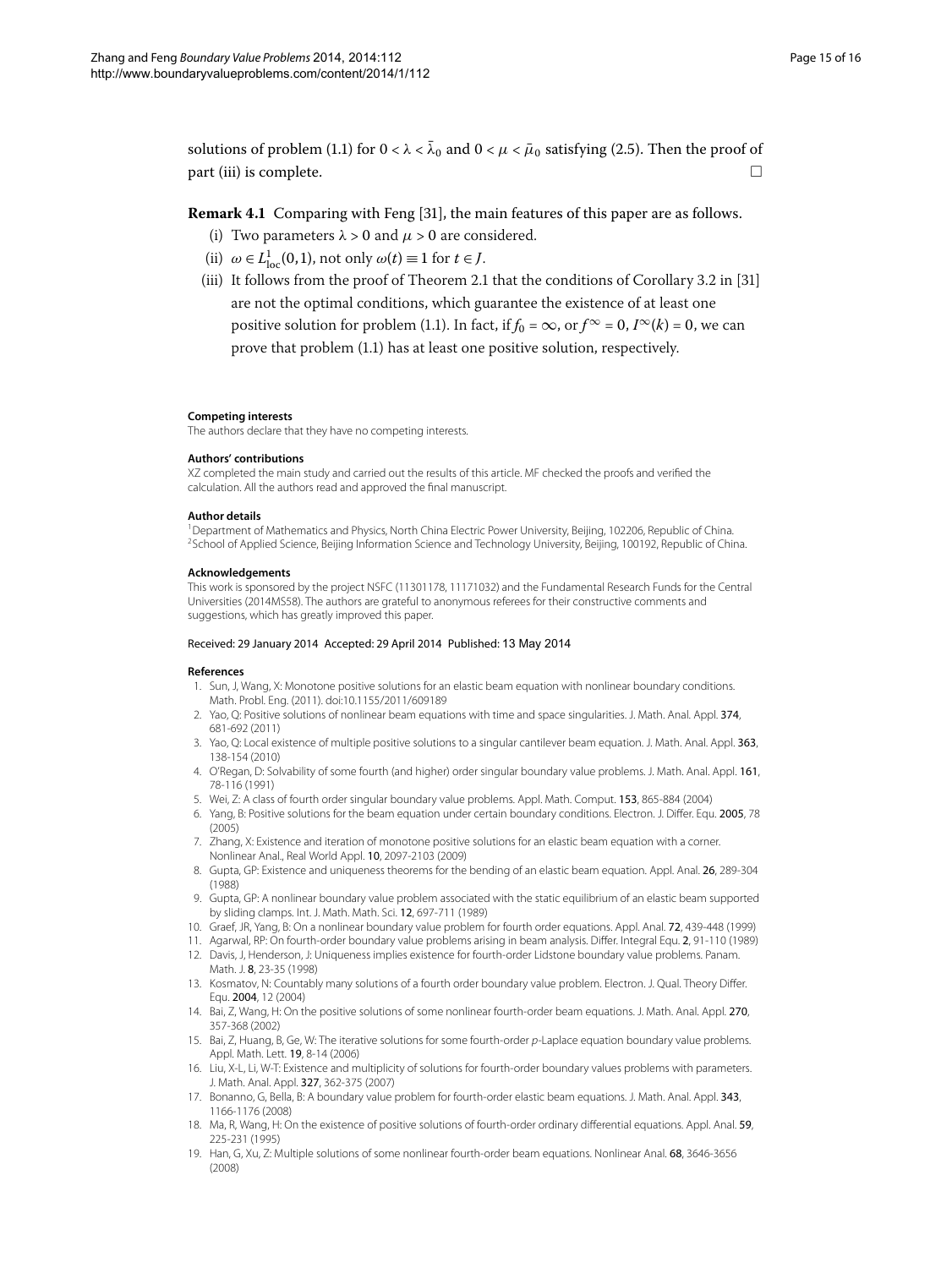solutions of problem (1.1) for $0 < \lambda < \bar{\lambda}_0$ and $0 < \mu < \bar{\mu}_0$ satisfying (2.5). Then the proof of part (iii) is complete. □

**Remark 4.1** Comparing with Feng [31], the main features of this paper are as follows.

(i) Two parameters $\lambda > 0$ and $\mu > 0$ are considered.

(ii) $\omega \in L^1_{\text{loc}}(0,1)$, not only $\omega(t) \equiv 1$ for $t \in J$.

(iii) It follows from the proof of Theorem 2.1 that the conditions of Corollary 3.2 in [31] are not the optimal conditions, which guarantee the existence of at least one positive solution for problem (1.1). In fact, if $f_0 = \infty$, or $f^\infty = 0$, $I^\infty(k) = 0$, we can prove that problem (1.1) has at least one positive solution, respectively.

#### Competing interests

The authors declare that they have no competing interests.

#### Authors' contributions

XZ completed the main study and carried out the results of this article. MF checked the proofs and verified the calculation. All the authors read and approved the final manuscript.

#### Author details

[1]Department of Mathematics and Physics, North China Electric Power University, Beijing, 102206, Republic of China. [2]School of Applied Science, Beijing Information Science and Technology University, Beijing, 100192, Republic of China.

#### Acknowledgements

This work is sponsored by the project NSFC (11301178, 11171032) and the Fundamental Research Funds for the Central Universities (2014MS58). The authors are grateful to anonymous referees for their constructive comments and suggestions, which has greatly improved this paper.

Received: 29 January 2014 Accepted: 29 April 2014 Published: 13 May 2014

#### References

1. Sun, J, Wang, X: Monotone positive solutions for an elastic beam equation with nonlinear boundary conditions. Math. Probl. Eng. (2011). doi:10.1155/2011/609189
2. Yao, Q: Positive solutions of nonlinear beam equations with time and space singularities. J. Math. Anal. Appl. **374**, 681-692 (2011)
3. Yao, Q: Local existence of multiple positive solutions to a singular cantilever beam equation. J. Math. Anal. Appl. **363**, 138-154 (2010)
4. O'Regan, D: Solvability of some fourth (and higher) order singular boundary value problems. J. Math. Anal. Appl. **161**, 78-116 (1991)
5. Wei, Z: A class of fourth order singular boundary value problems. Appl. Math. Comput. **153**, 865-884 (2004)
6. Yang, B: Positive solutions for the beam equation under certain boundary conditions. Electron. J. Differ. Equ. **2005**, 78 (2005)
7. Zhang, X: Existence and iteration of monotone positive solutions for an elastic beam equation with a corner. Nonlinear Anal., Real World Appl. **10**, 2097-2103 (2009)
8. Gupta, GP: Existence and uniqueness theorems for the bending of an elastic beam equation. Appl. Anal. **26**, 289-304 (1988)
9. Gupta, GP: A nonlinear boundary value problem associated with the static equilibrium of an elastic beam supported by sliding clamps. Int. J. Math. Math. Sci. **12**, 697-711 (1989)
10. Graef, JR, Yang, B: On a nonlinear boundary value problem for fourth order equations. Appl. Anal. **72**, 439-448 (1999)
11. Agarwal, RP: On fourth-order boundary value problems arising in beam analysis. Differ. Integral Equ. **2**, 91-110 (1989)
12. Davis, J, Henderson, J: Uniqueness implies existence for fourth-order Lidstone boundary value problems. Panam. Math. J. **8**, 23-35 (1998)
13. Kosmatov, N: Countably many solutions of a fourth order boundary value problem. Electron. J. Qual. Theory Differ. Equ. **2004**, 12 (2004)
14. Bai, Z, Wang, H: On the positive solutions of some nonlinear fourth-order beam equations. J. Math. Anal. Appl. **270**, 357-368 (2002)
15. Bai, Z, Huang, B, Ge, W: The iterative solutions for some fourth-order *p*-Laplace equation boundary value problems. Appl. Math. Lett. **19**, 8-14 (2006)
16. Liu, X-L, Li, W-T: Existence and multiplicity of solutions for fourth-order boundary values problems with parameters. J. Math. Anal. Appl. **327**, 362-375 (2007)
17. Bonanno, G, Bella, B: A boundary value problem for fourth-order elastic beam equations. J. Math. Anal. Appl. **343**, 1166-1176 (2008)
18. Ma, R, Wang, H: On the existence of positive solutions of fourth-order ordinary differential equations. Appl. Anal. **59**, 225-231 (1995)
19. Han, G, Xu, Z: Multiple solutions of some nonlinear fourth-order beam equations. Nonlinear Anal. **68**, 3646-3656 (2008)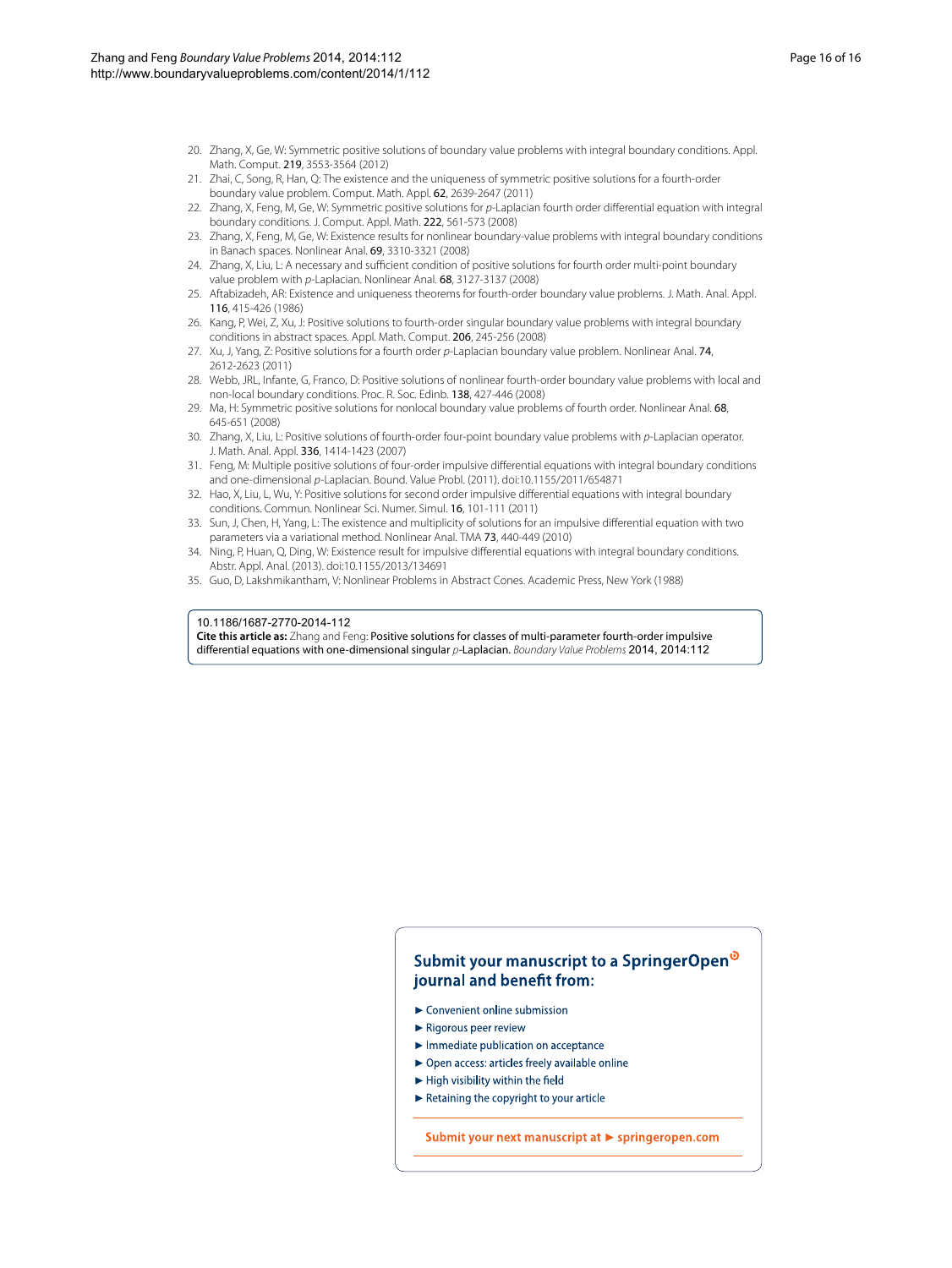20. Zhang, X, Ge, W: Symmetric positive solutions of boundary value problems with integral boundary conditions. Appl. Math. Comput. **219**, 3553-3564 (2012)
21. Zhai, C, Song, R, Han, Q: The existence and the uniqueness of symmetric positive solutions for a fourth-order boundary value problem. Comput. Math. Appl. **62**, 2639-2647 (2011)
22. Zhang, X, Feng, M, Ge, W: Symmetric positive solutions for $p$-Laplacian fourth order differential equation with integral boundary conditions. J. Comput. Appl. Math. **222**, 561-573 (2008)
23. Zhang, X, Feng, M, Ge, W: Existence results for nonlinear boundary-value problems with integral boundary conditions in Banach spaces. Nonlinear Anal. **69**, 3310-3321 (2008)
24. Zhang, X, Liu, L: A necessary and sufficient condition of positive solutions for fourth order multi-point boundary value problem with $p$-Laplacian. Nonlinear Anal. **68**, 3127-3137 (2008)
25. Aftabizadeh, AR: Existence and uniqueness theorems for fourth-order boundary value problems. J. Math. Anal. Appl. **116**, 415-426 (1986)
26. Kang, P, Wei, Z, Xu, J: Positive solutions to fourth-order singular boundary value problems with integral boundary conditions in abstract spaces. Appl. Math. Comput. **206**, 245-256 (2008)
27. Xu, J, Yang, Z: Positive solutions for a fourth order $p$-Laplacian boundary value problem. Nonlinear Anal. **74**, 2612-2623 (2011)
28. Webb, JRL, Infante, G, Franco, D: Positive solutions of nonlinear fourth-order boundary value problems with local and non-local boundary conditions. Proc. R. Soc. Edinb. **138**, 427-446 (2008)
29. Ma, H: Symmetric positive solutions for nonlocal boundary value problems of fourth order. Nonlinear Anal. **68**, 645-651 (2008)
30. Zhang, X, Liu, L: Positive solutions of fourth-order four-point boundary value problems with $p$-Laplacian operator. J. Math. Anal. Appl. **336**, 1414-1423 (2007)
31. Feng, M: Multiple positive solutions of four-order impulsive differential equations with integral boundary conditions and one-dimensional $p$-Laplacian. Bound. Value Probl. (2011). doi:10.1155/2011/654871
32. Hao, X, Liu, L, Wu, Y: Positive solutions for second order impulsive differential equations with integral boundary conditions. Commun. Nonlinear Sci. Numer. Simul. **16**, 101-111 (2011)
33. Sun, J, Chen, H, Yang, L: The existence and multiplicity of solutions for an impulsive differential equation with two parameters via a variational method. Nonlinear Anal. TMA **73**, 440-449 (2010)
34. Ning, P, Huan, Q, Ding, W: Existence result for impulsive differential equations with integral boundary conditions. Abstr. Appl. Anal. (2013). doi:10.1155/2013/134691
35. Guo, D, Lakshmikantham, V: Nonlinear Problems in Abstract Cones. Academic Press, New York (1988)

10.1186/1687-2770-2014-112
**Cite this article as:** Zhang and Feng: **Positive solutions for classes of multi-parameter fourth-order impulsive differential equations with one-dimensional singular $p$-Laplacian.** *Boundary Value Problems* **2014, 2014:112**

**Submit your manuscript to a SpringerOpen journal and benefit from:**

- ► Convenient online submission
- ► Rigorous peer review
- ► Immediate publication on acceptance
- ► Open access: articles freely available online
- ► High visibility within the field
- ► Retaining the copyright to your article

**Submit your next manuscript at ► springeropen.com**